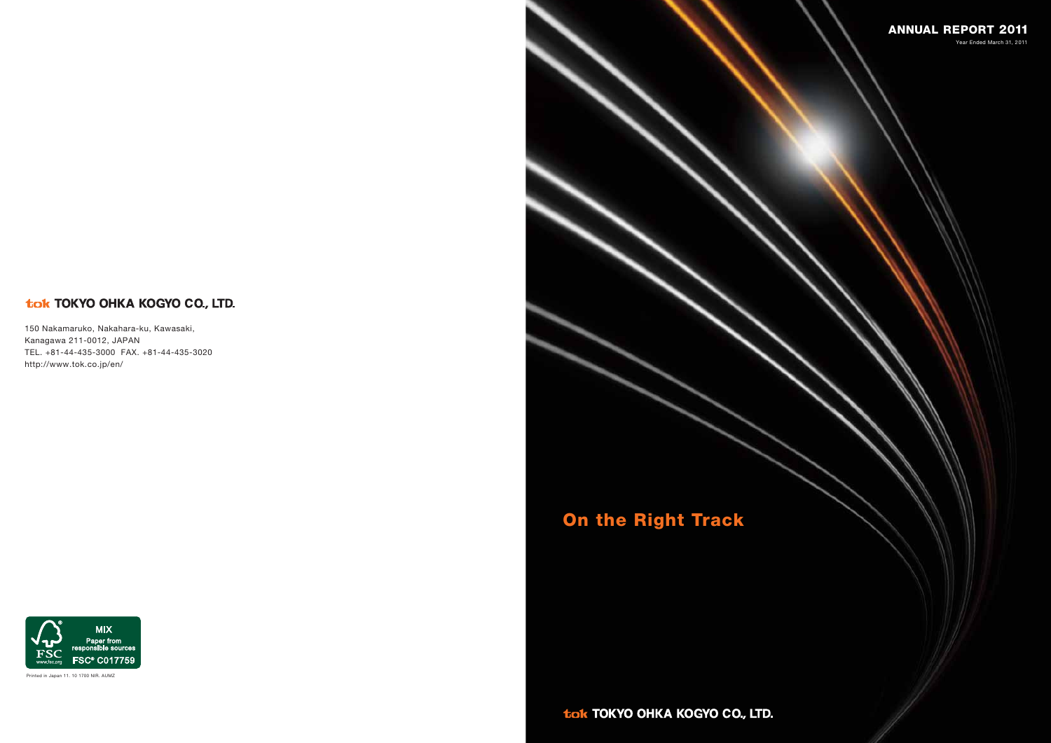# ANNUAL REPORT 2011

Year Ended March 31, 2011

# On the Right Track

tok TOKYO OHKA KOGYO CO., LTD.

---

tok TOKYO OHKA KOGYO CO., LTD.

150 Nakamaruko, Nakahara-ku, Kawasaki,
Kanagawa 211-0012, JAPAN
TEL. +81-44-435-3000 FAX. +81-44-435-3020
http://www.tok.co.jp/en/

FSC MIX Paper from responsible sources FSC® C017759 www.fsc.org

Printed in Japan 11. 10 1700 NIR. AUMZ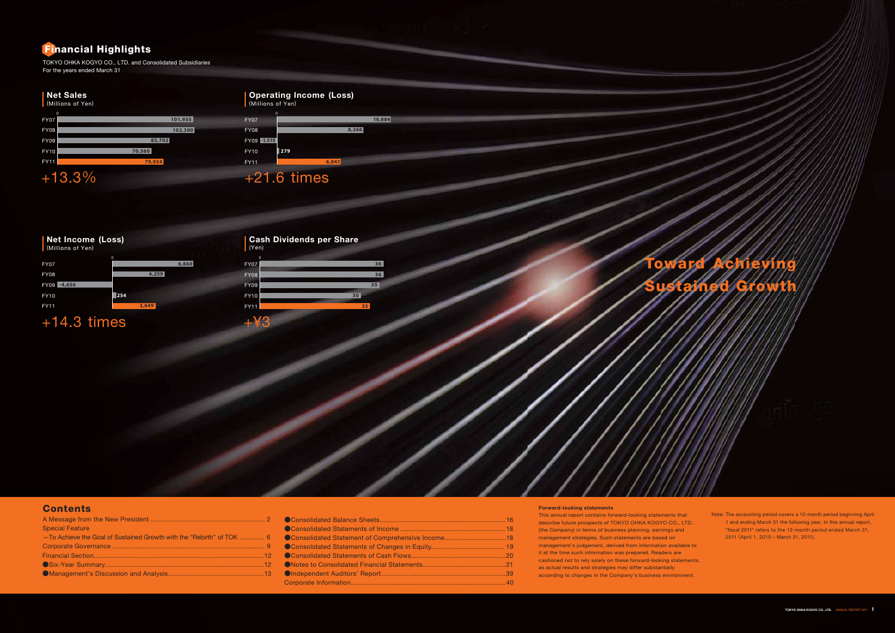# Financial Highlights

TOKYO OHKA KOGYO CO., LTD. and Consolidated Subsidiaries
For the years ended March 31

### Net Sales
(Millions of Yen)

| | Net Sales |
|---|---|
| FY07 | 101,955 |
| FY08 | 102,300 |
| FY09 | 83,702 |
| FY10 | 70,560 |
| FY11 | 79,934 |

+13.3%

### Operating Income (Loss)
(Millions of Yen)

| | Operating Income (Loss) |
|---|---|
| FY07 | 10,884 |
| FY08 | 8,266 |
| FY09 | -1,515 |
| FY10 | 279 |
| FY11 | 6,041 |

+21.6 times

### Net Income (Loss)
(Millions of Yen)

| | Net Income (Loss) |
|---|---|
| FY07 | 6,660 |
| FY08 | 4,259 |
| FY09 | -4,656 |
| FY10 | 254 |
| FY11 | 3,649 |

+14.3 times

### Cash Dividends per Share
(Yen)

| | Cash Dividends per Share |
|---|---|
| FY07 | 36 |
| FY08 | 36 |
| FY09 | 35 |
| FY10 | 30 |
| FY11 | 33 |

+¥3

**Toward Achieving Sustained Growth**

## Contents

A Message from the New President .......... 2
Special Feature
—To Achieve the Goal of Sustained Growth with the "Rebirth" of TOK .......... 6
Corporate Governance .......... 9
Financial Section .......... 12
- Six-Year Summary .......... 12
- Management's Discussion and Analysis .......... 13
- Consolidated Balance Sheets .......... 16
- Consolidated Statements of Income .......... 18
- Consolidated Statement of Comprehensive Income .......... 18
- Consolidated Statements of Changes in Equity .......... 19
- Consolidated Statements of Cash Flows .......... 20
- Notes to Consolidated Financial Statements .......... 21
- Independent Auditors' Report .......... 39

Corporate Information .......... 40

**Forward-looking statements**

This annual report contains forward-looking statements that describe future prospects of TOKYO OHKA KOGYO CO., LTD. (the Company) in terms of business planning, earnings and management strategies. Such statements are based on management's judgement, derived from information available to it at the time such information was prepared. Readers are cautioned not to rely solely on these forward-looking statements, as actual results and strategies may differ substantially according to changes in the Company's business environment.

Note: The accounting period covers a 12-month period beginning April 1 and ending March 31 the following year. In this annual report, "fiscal 2011" refers to the 12-month period ended March 31, 2011 (April 1, 2010 – March 31, 2011).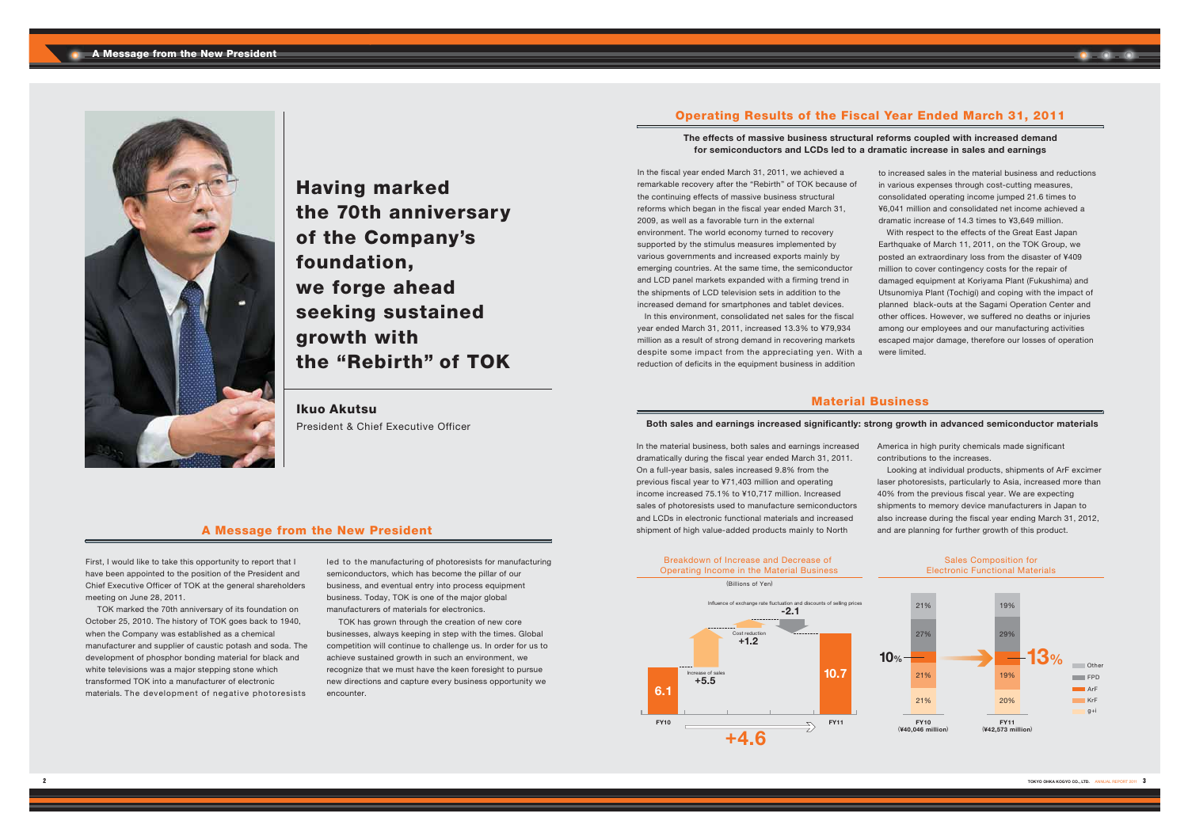# Having marked the 70th anniversary of the Company's foundation, we forge ahead seeking sustained growth with the "Rebirth" of TOK

**Ikuo Akutsu**
President & Chief Executive Officer

## A Message from the New President

First, I would like to take this opportunity to report that I have been appointed to the position of the President and Chief Executive Officer of TOK at the general shareholders meeting on June 28, 2011.

TOK marked the 70th anniversary of its foundation on October 25, 2010. The history of TOK goes back to 1940, when the Company was established as a chemical manufacturer and supplier of caustic potash and soda. The development of phosphor bonding material for black and white televisions was a major stepping stone which transformed TOK into a manufacturer of electronic materials. The development of negative photoresists led to the manufacturing of photoresists for manufacturing semiconductors, which has become the pillar of our business, and eventual entry into process equipment business. Today, TOK is one of the major global manufacturers of materials for electronics.

TOK has grown through the creation of new core businesses, always keeping in step with the times. Global competition will continue to challenge us. In order for us to achieve sustained growth in such an environment, we recognize that we must have the keen foresight to pursue new directions and capture every business opportunity we encounter.

## Operating Results of the Fiscal Year Ended March 31, 2011

**The effects of massive business structural reforms coupled with increased demand for semiconductors and LCDs led to a dramatic increase in sales and earnings**

In the fiscal year ended March 31, 2011, we achieved a remarkable recovery after the "Rebirth" of TOK because of the continuing effects of massive business structural reforms which began in the fiscal year ended March 31, 2009, as well as a favorable turn in the external environment. The world economy turned to recovery supported by the stimulus measures implemented by various governments and increased exports mainly by emerging countries. At the same time, the semiconductor and LCD panel markets expanded with a firming trend in the shipments of LCD television sets in addition to the increased demand for smartphones and tablet devices.

In this environment, consolidated net sales for the fiscal year ended March 31, 2011, increased 13.3% to ¥79,934 million as a result of strong demand in recovering markets despite some impact from the appreciating yen. With a reduction of deficits in the equipment business in addition to increased sales in the material business and reductions in various expenses through cost-cutting measures, consolidated operating income jumped 21.6 times to ¥6,041 million and consolidated net income achieved a dramatic increase of 14.3 times to ¥3,649 million.

With respect to the effects of the Great East Japan Earthquake of March 11, 2011, on the TOK Group, we posted an extraordinary loss from the disaster of ¥409 million to cover contingency costs for the repair of damaged equipment at Koriyama Plant (Fukushima) and Utsunomiya Plant (Tochigi) and coping with the impact of planned black-outs at the Sagami Operation Center and other offices. However, we suffered no deaths or injuries among our employees and our manufacturing activities escaped major damage, therefore our losses of operation were limited.

## Material Business

**Both sales and earnings increased significantly: strong growth in advanced semiconductor materials**

In the material business, both sales and earnings increased dramatically during the fiscal year ended March 31, 2011. On a full-year basis, sales increased 9.8% from the previous fiscal year to ¥71,403 million and operating income increased 75.1% to ¥10,717 million. Increased sales of photoresists used to manufacture semiconductors and LCDs in electronic functional materials and increased shipment of high value-added products mainly to North America in high purity chemicals made significant contributions to the increases.

Looking at individual products, shipments of ArF excimer laser photoresists, particularly to Asia, increased more than 40% from the previous fiscal year. We are expecting shipments to memory device manufacturers in Japan to also increase during the fiscal year ending March 31, 2012, and are planning for further growth of this product.

**Breakdown of Increase and Decrease of Operating Income in the Material Business**

(Billions of Yen)

| FY10 | Increase of sales | Cost reduction | Influence of exchange rate fluctuation and discounts of selling prices | FY11 |
|---|---|---|---|---|
| 6.1 | +5.5 | +1.2 | -2.1 | 10.7 |

Total change: +4.6

**Sales Composition for Electronic Functional Materials**

| | FY10 (¥40,046 million) | FY11 (¥42,573 million) |
|---|---|---|
| Other | 21% | 19% |
| FPD | 27% | 29% |
| ArF | 10% | 13% |
| KrF | 21% | 19% |
| g+i | 21% | 20% |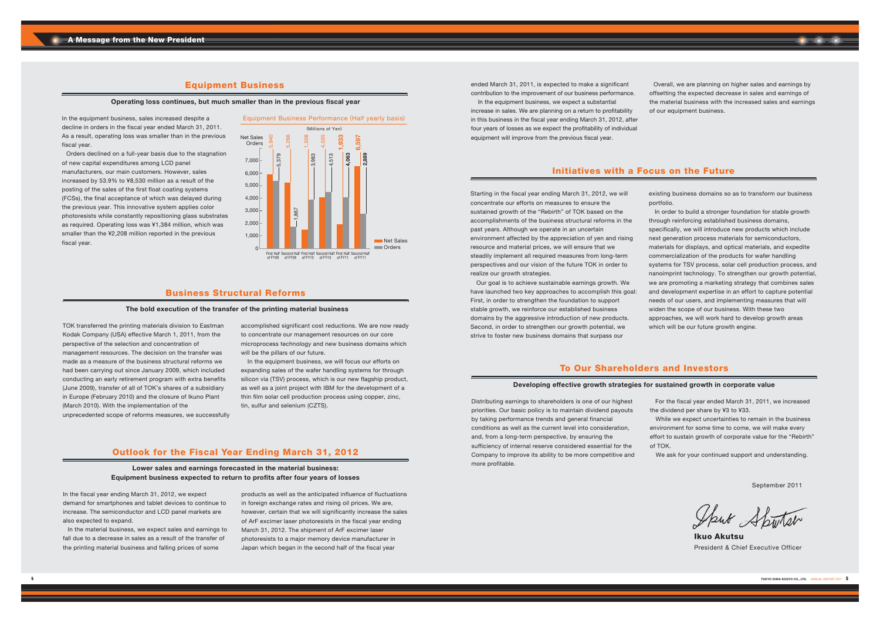## Equipment Business

### Operating loss continues, but much smaller than in the previous fiscal year

In the equipment business, sales increased despite a decline in orders in the fiscal year ended March 31, 2011. As a result, operating loss was smaller than in the previous fiscal year.

Orders declined on a full-year basis due to the stagnation of new capital expenditures among LCD panel manufacturers, our main customers. However, sales increased by 53.9% to ¥8,530 million as a result of the posting of the sales of the first float coating systems (FCSs), the final acceptance of which was delayed during the previous year. This innovative system applies color photoresists while constantly repositioning glass substrates as required. Operating loss was ¥1,384 million, which was smaller than the ¥2,208 million reported in the previous fiscal year.

Equipment Business Performance (Half yearly basis)

(Millions of Yen)

| | Net Sales | Orders |
|---|---|---|
| First Half of FY09 | 5,940 | 5,379 |
| Second Half of FY09 | 5,266 | 1,867 |
| First Half of FY10 | 1,508 | 3,983 |
| Second Half of FY10 | 4,035 | 4,513 |
| First Half of FY11 | 1,933 | 4,063 |
| Second Half of FY11 | 6,597 | 2,889 |

## Business Structural Reforms

### The bold execution of the transfer of the printing material business

TOK transferred the printing materials division to Eastman Kodak Company (USA) effective March 1, 2011, from the perspective of the selection and concentration of management resources. The decision on the transfer was made as a measure of the business structural reforms we had been carrying out since January 2009, which included conducting an early retirement program with extra benefits (June 2009), transfer of all of TOK's shares of a subsidiary in Europe (February 2010) and the closure of Ikuno Plant (March 2010). With the implementation of the unprecedented scope of reforms measures, we successfully accomplished significant cost reductions. We are now ready to concentrate our management resources on our core microprocess technology and new business domains which will be the pillars of our future.

In the equipment business, we will focus our efforts on expanding sales of the wafer handling systems for through silicon via (TSV) process, which is our new flagship product, as well as a joint project with IBM for the development of a thin film solar cell production process using copper, zinc, tin, sulfur and selenium (CZTS).

## Outlook for the Fiscal Year Ending March 31, 2012

### Lower sales and earnings forecasted in the material business: Equipment business expected to return to profits after four years of losses

In the fiscal year ending March 31, 2012, we expect demand for smartphones and tablet devices to continue to increase. The semiconductor and LCD panel markets are also expected to expand.

In the material business, we expect sales and earnings to fall due to a decrease in sales as a result of the transfer of the printing material business and falling prices of some products as well as the anticipated influence of fluctuations in foreign exchange rates and rising oil prices. We are, however, certain that we will significantly increase the sales of ArF excimer laser photoresists in the fiscal year ending March 31, 2012. The shipment of ArF excimer laser photoresists to a major memory device manufacturer in Japan which began in the second half of the fiscal year ended March 31, 2011, is expected to make a significant contribution to the improvement of our business performance.

In the equipment business, we expect a substantial increase in sales. We are planning on a return to profitability in this business in the fiscal year ending March 31, 2012, after four years of losses as we expect the profitability of individual equipment will improve from the previous fiscal year.

Overall, we are planning on higher sales and earnings by offsetting the expected decrease in sales and earnings of the material business with the increased sales and earnings of our equipment business.

## Initiatives with a Focus on the Future

Starting in the fiscal year ending March 31, 2012, we will concentrate our efforts on measures to ensure the sustained growth of the "Rebirth" of TOK based on the accomplishments of the business structural reforms in the past years. Although we operate in an uncertain environment affected by the appreciation of yen and rising resource and material prices, we will ensure that we steadily implement all required measures from long-term perspectives and our vision of the future TOK in order to realize our growth strategies.

Our goal is to achieve sustainable earnings growth. We have launched two key approaches to accomplish this goal: First, in order to strengthen the foundation to support stable growth, we reinforce our established business domains by the aggressive introduction of new products. Second, in order to strengthen our growth potential, we strive to foster new business domains that surpass our existing business domains so as to transform our business portfolio.

In order to build a stronger foundation for stable growth through reinforcing established business domains, specifically, we will introduce new products which include next generation process materials for semiconductors, materials for displays, and optical materials, and expedite commercialization of the products for wafer handling systems for TSV process, solar cell production process, and nanoimprint technology. To strengthen our growth potential, we are promoting a marketing strategy that combines sales and development expertise in an effort to capture potential needs of our users, and implementing measures that will widen the scope of our business. With these two approaches, we will work hard to develop growth areas which will be our future growth engine.

## To Our Shareholders and Investors

### Developing effective growth strategies for sustained growth in corporate value

Distributing earnings to shareholders is one of our highest priorities. Our basic policy is to maintain dividend payouts by taking performance trends and general financial conditions as well as the current level into consideration, and, from a long-term perspective, by ensuring the sufficiency of internal reserve considered essential for the Company to improve its ability to be more competitive and more profitable.

For the fiscal year ended March 31, 2011, we increased the dividend per share by ¥3 to ¥33.

While we expect uncertainties to remain in the business environment for some time to come, we will make every effort to sustain growth of corporate value for the "Rebirth" of TOK.

We ask for your continued support and understanding.

September 2011

**Ikuo Akutsu**
President & Chief Executive Officer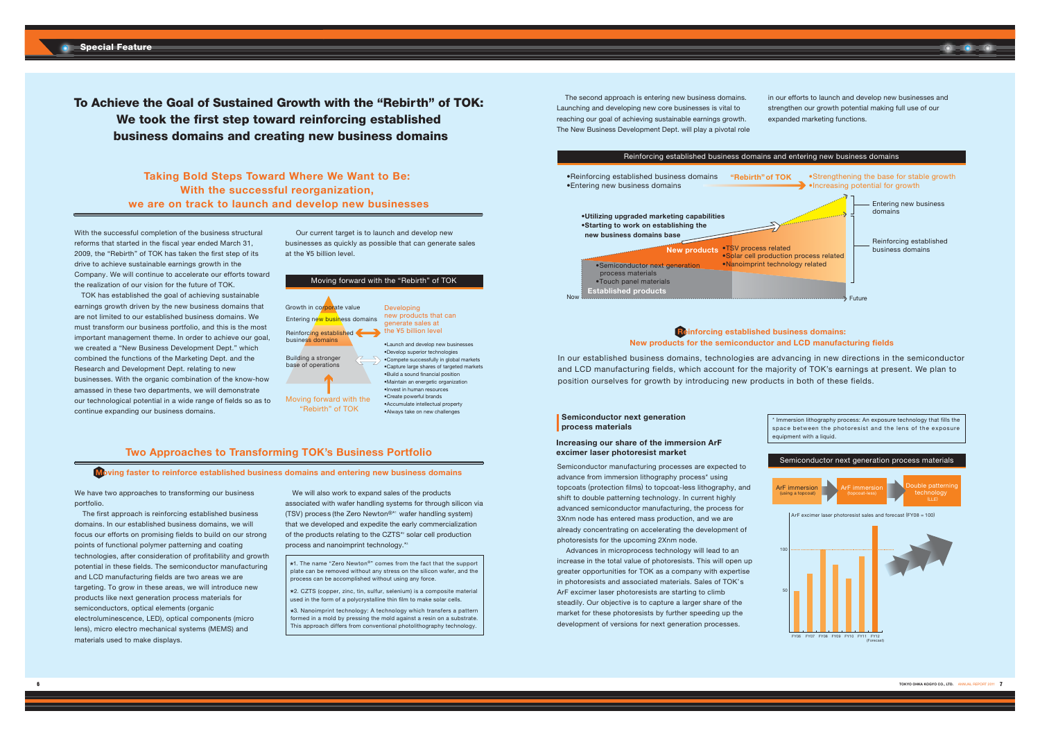# To Achieve the Goal of Sustained Growth with the "Rebirth" of TOK: We took the first step toward reinforcing established business domains and creating new business domains

## Taking Bold Steps Toward Where We Want to Be: With the successful reorganization, we are on track to launch and develop new businesses

With the successful completion of the business structural reforms that started in the fiscal year ended March 31, 2009, the "Rebirth" of TOK has taken the first step of its drive to achieve sustainable earnings growth in the Company. We will continue to accelerate our efforts toward the realization of our vision for the future of TOK.

TOK has established the goal of achieving sustainable earnings growth driven by the new business domains that are not limited to our established business domains. We must transform our business portfolio, and this is the most important management theme. In order to achieve our goal, we created a "New Business Development Dept." which combined the functions of the Marketing Dept. and the Research and Development Dept. relating to new businesses. With the organic combination of the know-how amassed in these two departments, we will demonstrate our technological potential in a wide range of fields so as to continue expanding our business domains.

Our current target is to launch and develop new businesses as quickly as possible that can generate sales at the ¥5 billion level.

**Moving forward with the "Rebirth" of TOK**

- Growth in corporate value
- Entering new business domains
- Reinforcing established business domains
- Building a stronger base of operations

Developing new products that can generate sales at the ¥5 billion level

- •Launch and develop new businesses
- •Develop superior technologies
- •Compete successfully in global markets
- •Capture large shares of targeted markets
- •Build a sound financial position
- •Maintain an energetic organization
- •Invest in human resources
- •Create powerful brands
- •Accumulate intellectual property
- •Always take on new challenges

Moving forward with the "Rebirth" of TOK

## Two Approaches to Transforming TOK's Business Portfolio

### Moving faster to reinforce established business domains and entering new business domains

We have two approaches to transforming our business portfolio.

The first approach is reinforcing established business domains. In our established business domains, we will focus our efforts on promising fields to build on our strong points of functional polymer patterning and coating technologies, after consideration of profitability and growth potential in these fields. The semiconductor manufacturing and LCD manufacturing fields are two areas we are targeting. To grow in these areas, we will introduce new products like next generation process materials for semiconductors, optical elements (organic electroluminescence, LED), optical components (micro lens), micro electro mechanical systems (MEMS) and materials used to make displays.

We will also work to expand sales of the products associated with wafer handling systems for through silicon via (TSV) process (the Zero Newton®*1 wafer handling system) that we developed and expedite the early commercialization of the products relating to the CZTS*2 solar cell production process and nanoimprint technology.*3

*1. The name "Zero Newton®" comes from the fact that the support plate can be removed without any stress on the silicon wafer, and the process can be accomplished without using any force.

*2. CZTS (copper, zinc, tin, sulfur, selenium) is a composite material used in the form of a polycrystalline thin film to make solar cells.

*3. Nanoimprint technology: A technology which transfers a pattern formed in a mold by pressing the mold against a resin on a substrate. This approach differs from conventional photolithography technology.

The second approach is entering new business domains. Launching and developing new core businesses is vital to reaching our goal of achieving sustainable earnings growth. The New Business Development Dept. will play a pivotal role in our efforts to launch and develop new businesses and strengthen our growth potential making full use of our expanded marketing functions.

**Reinforcing established business domains and entering new business domains**

- •Reinforcing established business domains
- •Entering new business domains

"Rebirth" of TOK

- •Strengthening the base for stable growth
- •Increasing potential for growth

- •Utilizing upgraded marketing capabilities
- •Starting to work on establishing the new business domains base

New products
- •TSV process related
- •Solar cell production process related
- •Nanoimprint technology related

- •Semiconductor next generation process materials
- •Touch panel materials

Established products

Now → Future

Entering new business domains / Reinforcing established business domains

### Reinforcing established business domains: New products for the semiconductor and LCD manufacturing fields

In our established business domains, technologies are advancing in new directions in the semiconductor and LCD manufacturing fields, which account for the majority of TOK's earnings at present. We plan to position ourselves for growth by introducing new products in both of these fields.

#### Semiconductor next generation process materials

**Increasing our share of the immersion ArF excimer laser photoresist market**

Semiconductor manufacturing processes are expected to advance from immersion lithography process* using topcoats (protection films) to topcoat-less lithography, and shift to double patterning technology. In current highly advanced semiconductor manufacturing, the process for 3Xnm node has entered mass production, and we are already concentrating on accelerating the development of photoresists for the upcoming 2Xnm node.

Advances in microprocess technology will lead to an increase in the total value of photoresists. This will open up greater opportunities for TOK as a company with expertise in photoresists and associated materials. Sales of TOK's ArF excimer laser photoresists are starting to climb steadily. Our objective is to capture a larger share of the market for these photoresists by further speeding up the development of versions for next generation processes.

* Immersion lithography process: An exposure technology that fills the space between the photoresist and the lens of the exposure equipment with a liquid.

**Semiconductor next generation process materials**

ArF immersion (using a topcoat) → ArF immersion (topcoat-less) → Double patterning technology (LLE)

ArF excimer laser photoresist sales and forecast (FY08 = 100)

FY06, FY07, FY08, FY09, FY10, FY11, FY12 (Forecast)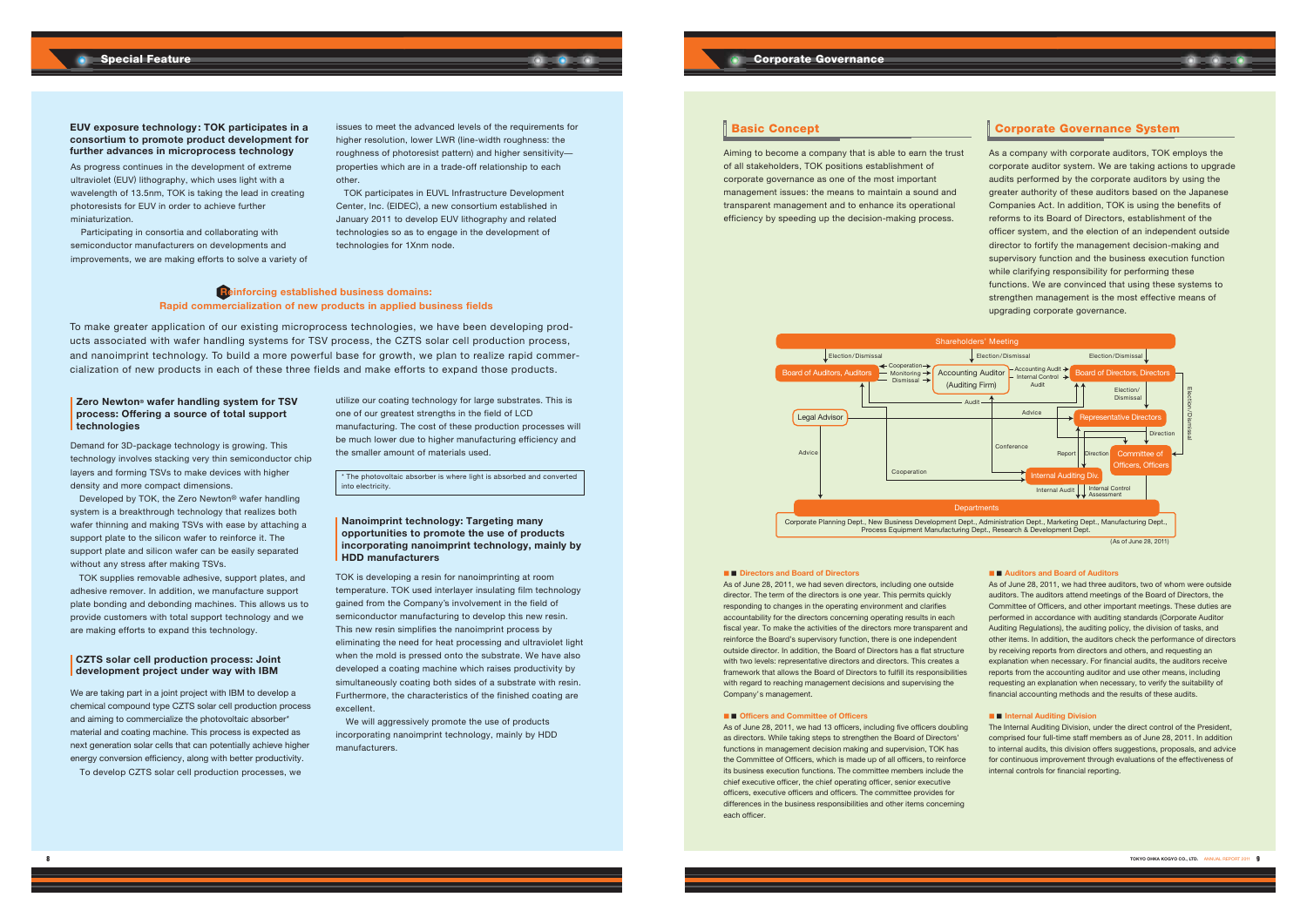## Special Feature

### EUV exposure technology: TOK participates in a consortium to promote product development for further advances in microprocess technology

As progress continues in the development of extreme ultraviolet (EUV) lithography, which uses light with a wavelength of 13.5nm, TOK is taking the lead in creating photoresists for EUV in order to achieve further miniaturization.

Participating in consortia and collaborating with semiconductor manufacturers on developments and improvements, we are making efforts to solve a variety of issues to meet the advanced levels of the requirements for higher resolution, lower LWR (line-width roughness: the roughness of photoresist pattern) and higher sensitivity—properties which are in a trade-off relationship to each other.

TOK participates in EUVL Infrastructure Development Center, Inc. (EIDEC), a new consortium established in January 2011 to develop EUV lithography and related technologies so as to engage in the development of technologies for 1Xnm node.

### Reinforcing established business domains: Rapid commercialization of new products in applied business fields

To make greater application of our existing microprocess technologies, we have been developing products associated with wafer handling systems for TSV process, the CZTS solar cell production process, and nanoimprint technology. To build a more powerful base for growth, we plan to realize rapid commercialization of new products in each of these three fields and make efforts to expand those products.

#### Zero Newton® wafer handling system for TSV process: Offering a source of total support technologies

Demand for 3D-package technology is growing. This technology involves stacking very thin semiconductor chip layers and forming TSVs to make devices with higher density and more compact dimensions.

Developed by TOK, the Zero Newton® wafer handling system is a breakthrough technology that realizes both wafer thinning and making TSVs with ease by attaching a support plate to the silicon wafer to reinforce it. The support plate and silicon wafer can be easily separated without any stress after making TSVs.

TOK supplies removable adhesive, support plates, and adhesive remover. In addition, we manufacture support plate bonding and debonding machines. This allows us to provide customers with total support technology and we are making efforts to expand this technology.

#### CZTS solar cell production process: Joint development project under way with IBM

We are taking part in a joint project with IBM to develop a chemical compound type CZTS solar cell production process and aiming to commercialize the photovoltaic absorber* material and coating machine. This process is expected as next generation solar cells that can potentially achieve higher energy conversion efficiency, along with better productivity.

To develop CZTS solar cell production processes, we utilize our coating technology for large substrates. This is one of our greatest strengths in the field of LCD manufacturing. The cost of these production processes will be much lower due to higher manufacturing efficiency and the smaller amount of materials used.

* The photovoltaic absorber is where light is absorbed and converted into electricity.

#### Nanoimprint technology: Targeting many opportunities to promote the use of products incorporating nanoimprint technology, mainly by HDD manufacturers

TOK is developing a resin for nanoimprinting at room temperature. TOK used interlayer insulating film technology gained from the Company's involvement in the field of semiconductor manufacturing to develop this new resin. This new resin simplifies the nanoimprint process by eliminating the need for heat processing and ultraviolet light when the mold is pressed onto the substrate. We have also developed a coating machine which raises productivity by simultaneously coating both sides of a substrate with resin. Furthermore, the characteristics of the finished coating are excellent.

We will aggressively promote the use of products incorporating nanoimprint technology, mainly by HDD manufacturers.

## Corporate Governance

### Basic Concept

Aiming to become a company that is able to earn the trust of all stakeholders, TOK positions establishment of corporate governance as one of the most important management issues: the means to maintain a sound and transparent management and to enhance its operational efficiency by speeding up the decision-making process.

### Corporate Governance System

As a company with corporate auditors, TOK employs the corporate auditor system. We are taking actions to upgrade audits performed by the corporate auditors by using the greater authority of these auditors based on the Japanese Companies Act. In addition, TOK is using the benefits of reforms to its Board of Directors, establishment of the officer system, and the election of an independent outside director to fortify the management decision-making and supervisory function and the business execution function while clarifying responsibility for performing these functions. We are convinced that using these systems to strengthen management is the most effective means of upgrading corporate governance.

Shareholders' Meeting — Election/Dismissal → Board of Auditors, Auditors; Election/Dismissal → Accounting Auditor (Auditing Firm); Election/Dismissal → Board of Directors, Directors

Board of Auditors, Auditors → Accounting Auditor: Cooperation, Monitoring, Dismissal

Accounting Auditor → Board of Directors, Directors: Accounting Audit, Internal Control Audit

Board of Directors, Directors → Representative Directors: Election/Dismissal; Board of Directors → Committee of Officers, Officers: Election/Dismissal

Legal Advisor → Representative Directors: Advice; Legal Advisor → Departments: Advice

Representative Directors → Committee of Officers, Officers: Direction

Internal Auditing Div. ↔ Representative Directors: Report, Direction; Conference

Board of Auditors, Auditors ↔ Internal Auditing Div.: Cooperation

Internal Auditing Div. → Departments: Internal Audit, Internal Control Assessment

Departments: Corporate Planning Dept., New Business Development Dept., Administration Dept., Marketing Dept., Manufacturing Dept., Process Equipment Manufacturing Dept., Research & Development Dept.

(As of June 28, 2011)

#### Directors and Board of Directors

As of June 28, 2011, we had seven directors, including one outside director. The term of the directors is one year. This permits quickly responding to changes in the operating environment and clarifies accountability for the directors concerning operating results in each fiscal year. To make the activities of the directors more transparent and reinforce the Board's supervisory function, there is one independent outside director. In addition, the Board of Directors has a flat structure with two levels: representative directors and directors. This creates a framework that allows the Board of Directors to fulfill its responsibilities with regard to reaching management decisions and supervising the Company's management.

#### Officers and Committee of Officers

As of June 28, 2011, we had 13 officers, including five officers doubling as directors. While taking steps to strengthen the Board of Directors' functions in management decision making and supervision, TOK has the Committee of Officers, which is made up of all officers, to reinforce its business execution functions. The committee members include the chief executive officer, the chief operating officer, senior executive officers, executive officers and officers. The committee provides for differences in the business responsibilities and other items concerning each officer.

#### Auditors and Board of Auditors

As of June 28, 2011, we had three auditors, two of whom were outside auditors. The auditors attend meetings of the Board of Directors, the Committee of Officers, and other important meetings. These duties are performed in accordance with auditing standards (Corporate Auditor Auditing Regulations), the auditing policy, the division of tasks, and other items. In addition, the auditors check the performance of directors by receiving reports from directors and others, and requesting an explanation when necessary. For financial audits, the auditors receive reports from the accounting auditor and use other means, including requesting an explanation when necessary, to verify the suitability of financial accounting methods and the results of these audits.

#### Internal Auditing Division

The Internal Auditing Division, under the direct control of the President, comprised four full-time staff members as of June 28, 2011. In addition to internal audits, this division offers suggestions, proposals, and advice for continuous improvement through evaluations of the effectiveness of internal controls for financial reporting.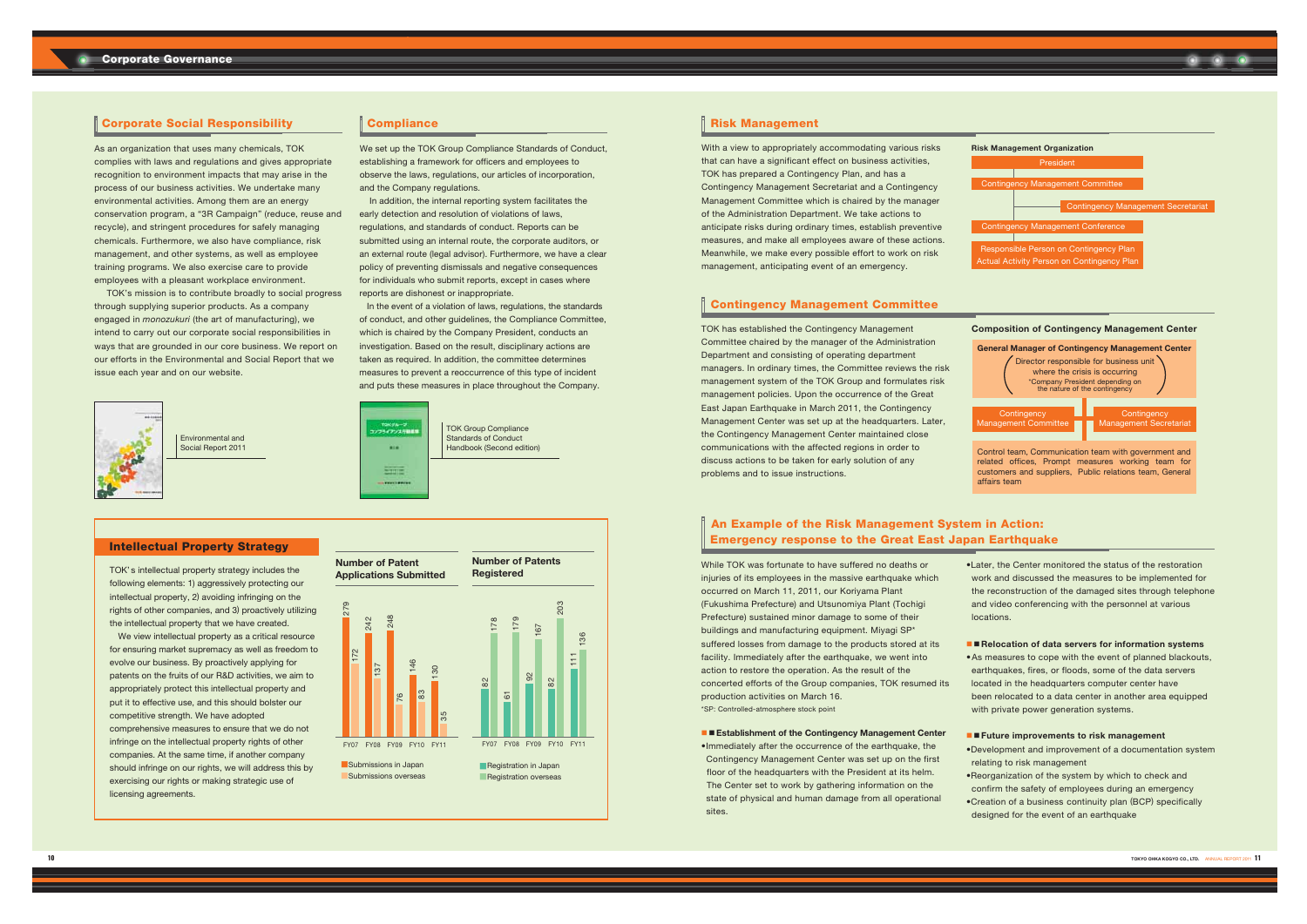## Corporate Social Responsibility

As an organization that uses many chemicals, TOK complies with laws and regulations and gives appropriate recognition to environment impacts that may arise in the process of our business activities. We undertake many environmental activities. Among them are an energy conservation program, a "3R Campaign" (reduce, reuse and recycle), and stringent procedures for safely managing chemicals. Furthermore, we also have compliance, risk management, and other systems, as well as employee training programs. We also exercise care to provide employees with a pleasant workplace environment.

TOK's mission is to contribute broadly to social progress through supplying superior products. As a company engaged in *monozukuri* (the art of manufacturing), we intend to carry out our corporate social responsibilities in ways that are grounded in our core business. We report on our efforts in the Environmental and Social Report that we issue each year and on our website.

Environmental and Social Report 2011

## Compliance

We set up the TOK Group Compliance Standards of Conduct, establishing a framework for officers and employees to observe the laws, regulations, our articles of incorporation, and the Company regulations.

In addition, the internal reporting system facilitates the early detection and resolution of violations of laws, regulations, and standards of conduct. Reports can be submitted using an internal route, the corporate auditors, or an external route (legal advisor). Furthermore, we have a clear policy of preventing dismissals and negative consequences for individuals who submit reports, except in cases where reports are dishonest or inappropriate.

In the event of a violation of laws, regulations, the standards of conduct, and other guidelines, the Compliance Committee, which is chaired by the Company President, conducts an investigation. Based on the result, disciplinary actions are taken as required. In addition, the committee determines measures to prevent a reoccurrence of this type of incident and puts these measures in place throughout the Company.

TOK Group Compliance Standards of Conduct Handbook (Second edition)

## Intellectual Property Strategy

TOK's intellectual property strategy includes the following elements: 1) aggressively protecting our intellectual property, 2) avoiding infringing on the rights of other companies, and 3) proactively utilizing the intellectual property that we have created.

We view intellectual property as a critical resource for ensuring market supremacy as well as freedom to evolve our business. By proactively applying for patents on the fruits of our R&D activities, we aim to appropriately protect this intellectual property and put it to effective use, and this should bolster our competitive strength. We have adopted comprehensive measures to ensure that we do not infringe on the intellectual property rights of other companies. At the same time, if another company should infringe on our rights, we will address this by exercising our rights or making strategic use of licensing agreements.

**Number of Patent Applications Submitted**

| | FY07 | FY08 | FY09 | FY10 | FY11 |
|---|---|---|---|---|---|
| Submissions in Japan | 279 | 242 | 248 | 146 | 130 |
| Submissions overseas | 172 | 137 | 76 | 83 | 35 |

**Number of Patents Registered**

| | FY07 | FY08 | FY09 | FY10 | FY11 |
|---|---|---|---|---|---|
| Registration in Japan | 82 | 61 | 92 | 82 | 111 |
| Registration overseas | 178 | 179 | 167 | 203 | 136 |

## Risk Management

With a view to appropriately accommodating various risks that can have a significant effect on business activities, TOK has prepared a Contingency Plan, and has a Contingency Management Secretariat and a Contingency Management Committee which is chaired by the manager of the Administration Department. We take actions to anticipate risks during ordinary times, establish preventive measures, and make all employees aware of these actions. Meanwhile, we make every possible effort to work on risk management, anticipating event of an emergency.

**Risk Management Organization**

- President
  - Contingency Management Committee
    - Contingency Management Secretariat
  - Contingency Management Conference
  - Responsible Person on Contingency Plan / Actual Activity Person on Contingency Plan

## Contingency Management Committee

TOK has established the Contingency Management Committee chaired by the manager of the Administration Department and consisting of operating department managers. In ordinary times, the Committee reviews the risk management system of the TOK Group and formulates risk management policies. Upon the occurrence of the Great East Japan Earthquake in March 2011, the Contingency Management Center was set up at the headquarters. Later, the Contingency Management Center maintained close communications with the affected regions in order to discuss actions to be taken for early solution of any problems and to issue instructions.

**Composition of Contingency Management Center**

- General Manager of Contingency Management Center
  - (Director responsible for business unit where the crisis is occurring \*Company President depending on the nature of the contingency)
- Contingency Management Committee / Contingency Management Secretariat
- Control team, Communication team with government and related offices, Prompt measures working team for customers and suppliers, Public relations team, General affairs team

## An Example of the Risk Management System in Action: Emergency response to the Great East Japan Earthquake

While TOK was fortunate to have suffered no deaths or injuries of its employees in the massive earthquake which occurred on March 11, 2011, our Koriyama Plant (Fukushima Prefecture) and Utsunomiya Plant (Tochigi Prefecture) sustained minor damage to some of their buildings and manufacturing equipment. Miyagi SP\* suffered losses from damage to the products stored at its facility. Immediately after the earthquake, we went into action to restore the operation. As the result of the concerted efforts of the Group companies, TOK resumed its production activities on March 16.

\*SP: Controlled-atmosphere stock point

### ■ Establishment of the Contingency Management Center

- Immediately after the occurrence of the earthquake, the Contingency Management Center was set up on the first floor of the headquarters with the President at its helm. The Center set to work by gathering information on the state of physical and human damage from all operational sites.
- Later, the Center monitored the status of the restoration work and discussed the measures to be implemented for the reconstruction of the damaged sites through telephone and video conferencing with the personnel at various locations.

### ■ Relocation of data servers for information systems

- As measures to cope with the event of planned blackouts, earthquakes, fires, or floods, some of the data servers located in the headquarters computer center have been relocated to a data center in another area equipped with private power generation systems.

### ■ Future improvements to risk management

- Development and improvement of a documentation system relating to risk management
- Reorganization of the system by which to check and confirm the safety of employees during an emergency
- Creation of a business continuity plan (BCP) specifically designed for the event of an earthquake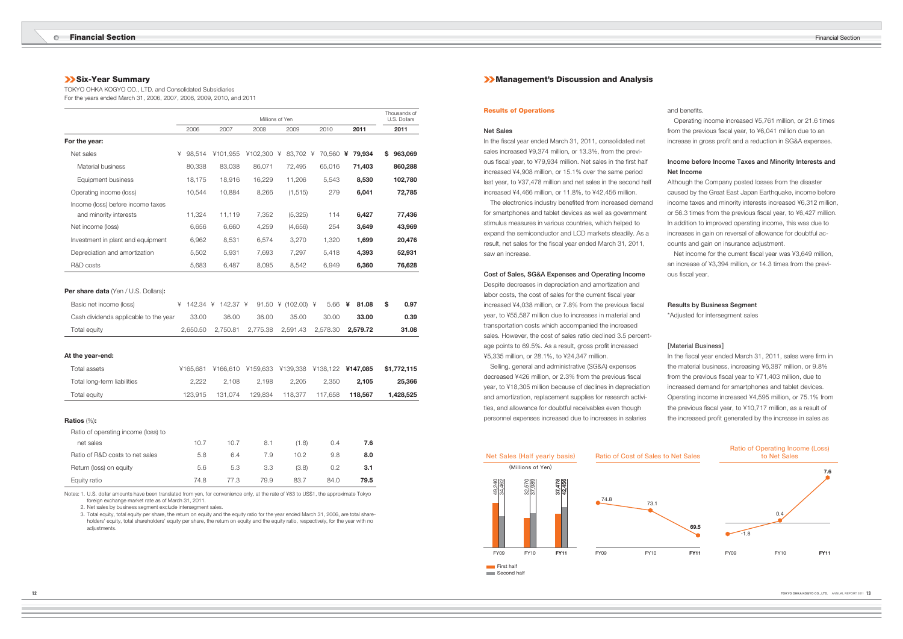## Six-Year Summary

TOKYO OHKA KOGYO CO., LTD. and Consolidated Subsidiaries
For the years ended March 31, 2006, 2007, 2008, 2009, 2010, and 2011

| | Millions of Yen | | | | | | Thousands of U.S. Dollars |
|---|---|---|---|---|---|---|---|
| | 2006 | 2007 | 2008 | 2009 | 2010 | **2011** | **2011** |
| **For the year:** | | | | | | | |
| Net sales | ¥ 98,514 | ¥101,955 | ¥102,300 | ¥ 83,702 | ¥ 70,560 | **¥ 79,934** | **$ 963,069** |
| Material business | 80,338 | 83,038 | 86,071 | 72,495 | 65,016 | **71,403** | **860,288** |
| Equipment business | 18,175 | 18,916 | 16,229 | 11,206 | 5,543 | **8,530** | **102,780** |
| Operating income (loss) | 10,544 | 10,884 | 8,266 | (1,515) | 279 | **6,041** | **72,785** |
| Income (loss) before income taxes and minority interests | 11,324 | 11,119 | 7,352 | (5,325) | 114 | **6,427** | **77,436** |
| Net income (loss) | 6,656 | 6,660 | 4,259 | (4,656) | 254 | **3,649** | **43,969** |
| Investment in plant and equipment | 6,962 | 8,531 | 6,574 | 3,270 | 1,320 | **1,699** | **20,476** |
| Depreciation and amortization | 5,502 | 5,931 | 7,693 | 7,297 | 5,418 | **4,393** | **52,931** |
| R&D costs | 5,683 | 6,487 | 8,095 | 8,542 | 6,949 | **6,360** | **76,628** |
| **Per share data** (Yen / U.S. Dollars)**:** | | | | | | | |
| Basic net income (loss) | ¥ 142.34 | ¥ 142.37 | ¥ 91.50 | ¥ (102.00) | ¥ 5.66 | **¥ 81.08** | **$ 0.97** |
| Cash dividends applicable to the year | 33.00 | 36.00 | 36.00 | 35.00 | 30.00 | **33.00** | **0.39** |
| Total equity | 2,650.50 | 2,750.81 | 2,775.38 | 2,591.43 | 2,578.30 | **2,579.72** | **31.08** |
| **At the year-end:** | | | | | | | |
| Total assets | ¥165,681 | ¥166,610 | ¥159,633 | ¥139,338 | ¥138,122 | **¥147,085** | **$1,772,115** |
| Total long-term liabilities | 2,222 | 2,108 | 2,198 | 2,205 | 2,350 | **2,105** | **25,366** |
| Total equity | 123,915 | 131,074 | 129,834 | 118,377 | 117,658 | **118,567** | **1,428,525** |
| **Ratios** (%)**:** | | | | | | | |
| Ratio of operating income (loss) to net sales | 10.7 | 10.7 | 8.1 | (1.8) | 0.4 | **7.6** | |
| Ratio of R&D costs to net sales | 5.8 | 6.4 | 7.9 | 10.2 | 9.8 | **8.0** | |
| Return (loss) on equity | 5.6 | 5.3 | 3.3 | (3.8) | 0.2 | **3.1** | |
| Equity ratio | 74.8 | 77.3 | 79.9 | 83.7 | 84.0 | **79.5** | |

Notes: 1. U.S. dollar amounts have been translated from yen, for convenience only, at the rate of ¥83 to US$1, the approximate Tokyo foreign exchange market rate as of March 31, 2011.
2. Net sales by business segment exclude intersegment sales.
3. Total equity, total equity per share, the return on equity and the equity ratio for the year ended March 31, 2006, are total shareholders' equity, total shareholders' equity per share, the return on equity and the equity ratio, respectively, for the year with no adjustments.

## Management's Discussion and Analysis

### Results of Operations

#### Net Sales

In the fiscal year ended March 31, 2011, consolidated net sales increased ¥9,374 million, or 13.3%, from the previous fiscal year, to ¥79,934 million. Net sales in the first half increased ¥4,908 million, or 15.1% over the same period last year, to ¥37,478 million and net sales in the second half increased ¥4,466 million, or 11.8%, to ¥42,456 million.

The electronics industry benefited from increased demand for smartphones and tablet devices as well as government stimulus measures in various countries, which helped to expand the semiconductor and LCD markets steadily. As a result, net sales for the fiscal year ended March 31, 2011, saw an increase.

#### Cost of Sales, SG&A Expenses and Operating Income

Despite decreases in depreciation and amortization and labor costs, the cost of sales for the current fiscal year increased ¥4,038 million, or 7.8% from the previous fiscal year, to ¥55,587 million due to increases in material and transportation costs which accompanied the increased sales. However, the cost of sales ratio declined 3.5 percentage points to 69.5%. As a result, gross profit increased ¥5,335 million, or 28.1%, to ¥24,347 million.

Selling, general and administrative (SG&A) expenses decreased ¥426 million, or 2.3% from the previous fiscal year, to ¥18,305 million because of declines in depreciation and amortization, replacement supplies for research activities, and allowance for doubtful receivables even though personnel expenses increased due to increases in salaries and benefits.

Operating income increased ¥5,761 million, or 21.6 times from the previous fiscal year, to ¥6,041 million due to an increase in gross profit and a reduction in SG&A expenses.

#### Income before Income Taxes and Minority Interests and Net Income

Although the Company posted losses from the disaster caused by the Great East Japan Earthquake, income before income taxes and minority interests increased ¥6,312 million, or 56.3 times from the previous fiscal year, to ¥6,427 million. In addition to improved operating income, this was due to increases in gain on reversal of allowance for doubtful accounts and gain on insurance adjustment.

Net income for the current fiscal year was ¥3,649 million, an increase of ¥3,394 million, or 14.3 times from the previous fiscal year.

#### Results by Business Segment

*Adjusted for intersegment sales

[Material Business]

In the fiscal year ended March 31, 2011, sales were firm in the material business, increasing ¥6,387 million, or 9.8% from the previous fiscal year to ¥71,403 million, due to increased demand for smartphones and tablet devices. Operating income increased ¥4,595 million, or 75.1% from the previous fiscal year, to ¥10,717 million, as a result of the increased profit generated by the increase in sales as

**Net Sales (Half yearly basis)**
(Millions of Yen)

| | First half | Second half |
|---|---|---|
| FY09 | 49,240 | 34,462 |
| FY10 | 32,570 | 37,989 |
| **FY11** | **37,478** | **42,456** |

**Ratio of Cost of Sales to Net Sales**

| FY09 | FY10 | **FY11** |
|---|---|---|
| 74.8 | 73.1 | **69.5** |

**Ratio of Operating Income (Loss) to Net Sales**

| FY09 | FY10 | **FY11** |
|---|---|---|
| -1.8 | 0.4 | **7.6** |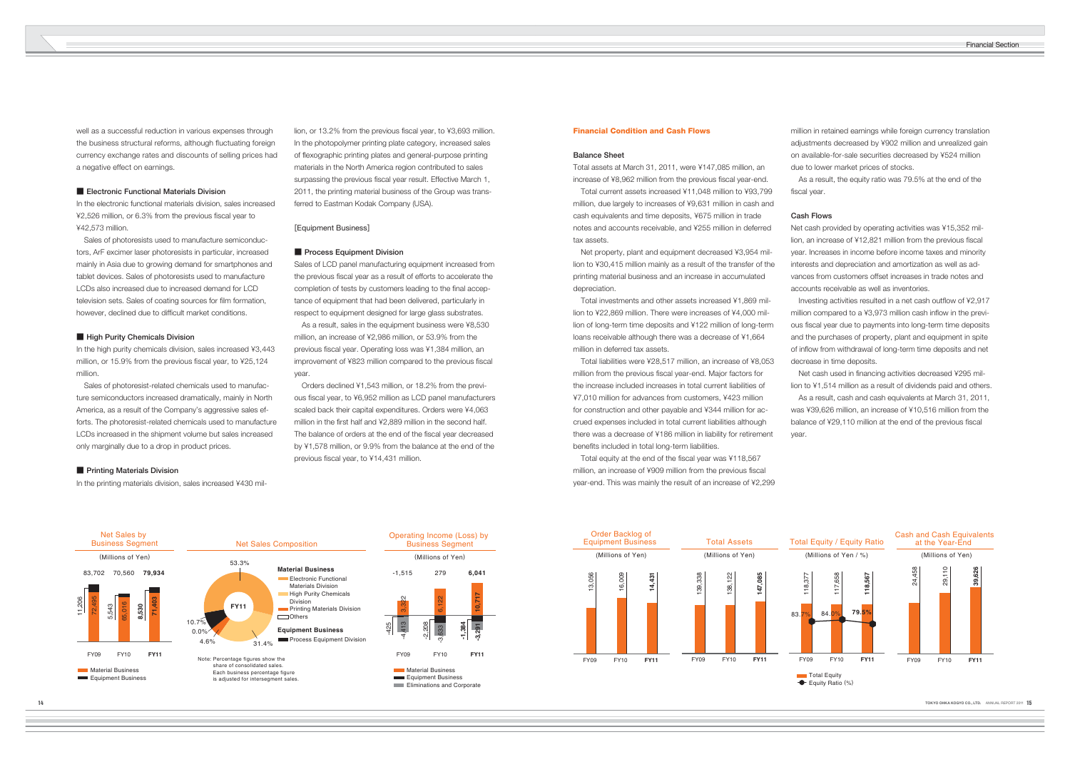well as a successful reduction in various expenses through the business structural reforms, although fluctuating foreign currency exchange rates and discounts of selling prices had a negative effect on earnings.

### ■ Electronic Functional Materials Division

In the electronic functional materials division, sales increased ¥2,526 million, or 6.3% from the previous fiscal year to ¥42,573 million.

Sales of photoresists used to manufacture semiconductors, ArF excimer laser photoresists in particular, increased mainly in Asia due to growing demand for smartphones and tablet devices. Sales of photoresists used to manufacture LCDs also increased due to increased demand for LCD television sets. Sales of coating sources for film formation, however, declined due to difficult market conditions.

### ■ High Purity Chemicals Division

In the high purity chemicals division, sales increased ¥3,443 million, or 15.9% from the previous fiscal year, to ¥25,124 million.

Sales of photoresist-related chemicals used to manufacture semiconductors increased dramatically, mainly in North America, as a result of the Company's aggressive sales efforts. The photoresist-related chemicals used to manufacture LCDs increased in the shipment volume but sales increased only marginally due to a drop in product prices.

### ■ Printing Materials Division

In the printing materials division, sales increased ¥430 million, or 13.2% from the previous fiscal year, to ¥3,693 million. In the photopolymer printing plate category, increased sales of flexographic printing plates and general-purpose printing materials in the North America region contributed to sales surpassing the previous fiscal year result. Effective March 1, 2011, the printing material business of the Group was transferred to Eastman Kodak Company (USA).

[Equipment Business]

### ■ Process Equipment Division

Sales of LCD panel manufacturing equipment increased from the previous fiscal year as a result of efforts to accelerate the completion of tests by customers leading to the final acceptance of equipment that had been delivered, particularly in respect to equipment designed for large glass substrates.

As a result, sales in the equipment business were ¥8,530 million, an increase of ¥2,986 million, or 53.9% from the previous fiscal year. Operating loss was ¥1,384 million, an improvement of ¥823 million compared to the previous fiscal year.

Orders declined ¥1,543 million, or 18.2% from the previous fiscal year, to ¥6,952 million as LCD panel manufacturers scaled back their capital expenditures. Orders were ¥4,063 million in the first half and ¥2,889 million in the second half. The balance of orders at the end of the fiscal year decreased by ¥1,578 million, or 9.9% from the balance at the end of the previous fiscal year, to ¥14,431 million.

## Financial Condition and Cash Flows

### Balance Sheet

Total assets at March 31, 2011, were ¥147,085 million, an increase of ¥8,962 million from the previous fiscal year-end.

Total current assets increased ¥11,048 million to ¥93,799 million, due largely to increases of ¥9,631 million in cash and cash equivalents and time deposits, ¥675 million in trade notes and accounts receivable, and ¥255 million in deferred tax assets.

Net property, plant and equipment decreased ¥3,954 million to ¥30,415 million mainly as a result of the transfer of the printing material business and an increase in accumulated depreciation.

Total investments and other assets increased ¥1,869 million to ¥22,869 million. There were increases of ¥4,000 million of long-term time deposits and ¥122 million of long-term loans receivable although there was a decrease of ¥1,664 million in deferred tax assets.

Total liabilities were ¥28,517 million, an increase of ¥8,053 million from the previous fiscal year-end. Major factors for the increase included increases in total current liabilities of ¥7,010 million for advances from customers, ¥423 million for construction and other payable and ¥344 million for accrued expenses included in total current liabilities although there was a decrease of ¥186 million in liability for retirement benefits included in total long-term liabilities.

Total equity at the end of the fiscal year was ¥118,567 million, an increase of ¥909 million from the previous fiscal year-end. This was mainly the result of an increase of ¥2,299 million in retained earnings while foreign currency translation adjustments decreased by ¥902 million and unrealized gain on available-for-sale securities decreased by ¥524 million due to lower market prices of stocks.

As a result, the equity ratio was 79.5% at the end of the fiscal year.

### Cash Flows

Net cash provided by operating activities was ¥15,352 million, an increase of ¥12,821 million from the previous fiscal year. Increases in income before income taxes and minority interests and depreciation and amortization as well as advances from customers offset increases in trade notes and accounts receivable as well as inventories.

Investing activities resulted in a net cash outflow of ¥2,917 million compared to a ¥3,973 million cash inflow in the previous fiscal year due to payments into long-term time deposits and the purchases of property, plant and equipment in spite of inflow from withdrawal of long-term time deposits and net decrease in time deposits.

Net cash used in financing activities decreased ¥295 million to ¥1,514 million as a result of dividends paid and others.

As a result, cash and cash equivalents at March 31, 2011, was ¥39,626 million, an increase of ¥10,516 million from the balance of ¥29,110 million at the end of the previous fiscal year.

**Net Sales by Business Segment** (Millions of Yen)

| | FY09 | FY10 | FY11 |
|---|---|---|---|
| Total | 83,702 | 70,560 | 79,934 |
| Material Business | 72,495 | 65,016 | 71,403 |
| Equipment Business | 11,206 | 5,543 | 8,530 |

**Net Sales Composition** (FY11)

- Material Business
  - Electronic Functional Materials Division: 53.3%
  - High Purity Chemicals Division: 31.4%
  - Printing Materials Division: 4.6%
  - Others: 0.0%
- Equipment Business
  - Process Equipment Division: 10.7%

Note: Percentage figures show the share of consolidated sales. Each business percentage figure is adjusted for intersegment sales.

**Operating Income (Loss) by Business Segment** (Millions of Yen)

| | FY09 | FY10 | FY11 |
|---|---|---|---|
| Total | -1,515 | 279 | 6,041 |
| Material Business | 3,322 | 6,122 | 10,717 |
| Equipment Business | -425 | -2,208 | -1,384 |
| Eliminations and Corporate | -4,413 | -3,633 | -3,291 |

**Order Backlog of Equipment Business** (Millions of Yen)

| FY09 | FY10 | FY11 |
|---|---|---|
| 13,056 | 16,009 | 14,431 |

**Total Assets** (Millions of Yen)

| FY09 | FY10 | FY11 |
|---|---|---|
| 139,338 | 138,122 | 147,085 |

**Total Equity / Equity Ratio** (Millions of Yen / %)

| | FY09 | FY10 | FY11 |
|---|---|---|---|
| Total Equity | 118,377 | 117,658 | 118,567 |
| Equity Ratio (%) | 83.7% | 84.0% | 79.5% |

**Cash and Cash Equivalents at the Year-End** (Millions of Yen)

| FY09 | FY10 | FY11 |
|---|---|---|
| 24,458 | 29,110 | 39,626 |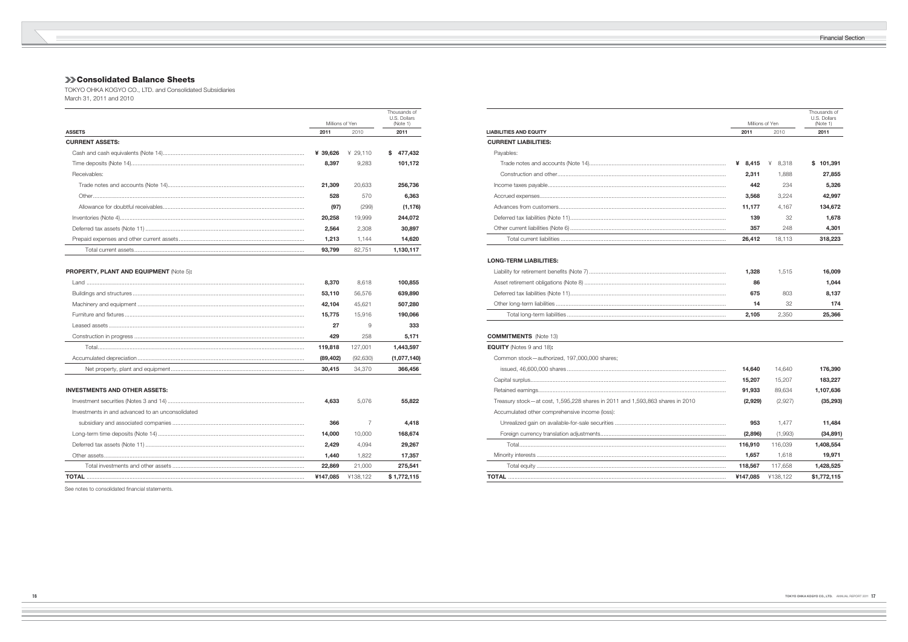## Consolidated Balance Sheets

TOKYO OHKA KOGYO CO., LTD. and Consolidated Subsidiaries
March 31, 2011 and 2010

| | Millions of Yen | | Thousands of U.S. Dollars (Note 1) |
|---|---|---|---|
| **ASSETS** | **2011** | 2010 | **2011** |
| **CURRENT ASSETS:** | | | |
| Cash and cash equivalents (Note 14) | **¥ 39,626** | ¥ 29,110 | **$ 477,432** |
| Time deposits (Note 14) | **8,397** | 9,283 | **101,172** |
| Receivables: | | | |
| Trade notes and accounts (Note 14) | **21,309** | 20,633 | **256,736** |
| Other | **528** | 570 | **6,363** |
| Allowance for doubtful receivables | **(97)** | (299) | **(1,176)** |
| Inventories (Note 4) | **20,258** | 19,999 | **244,072** |
| Deferred tax assets (Note 11) | **2,564** | 2,308 | **30,897** |
| Prepaid expenses and other current assets | **1,213** | 1,144 | **14,620** |
| Total current assets | **93,799** | 82,751 | **1,130,117** |
| **PROPERTY, PLANT AND EQUIPMENT** (Note 5)**:** | | | |
| Land | **8,370** | 8,618 | **100,855** |
| Buildings and structures | **53,110** | 56,576 | **639,890** |
| Machinery and equipment | **42,104** | 45,621 | **507,280** |
| Furniture and fixtures | **15,775** | 15,916 | **190,066** |
| Leased assets | **27** | 9 | **333** |
| Construction in progress | **429** | 258 | **5,171** |
| Total | **119,818** | 127,001 | **1,443,597** |
| Accumulated depreciation | **(89,402)** | (92,630) | **(1,077,140)** |
| Net property, plant and equipment | **30,415** | 34,370 | **366,456** |
| **INVESTMENTS AND OTHER ASSETS:** | | | |
| Investment securities (Notes 3 and 14) | **4,633** | 5,076 | **55,822** |
| Investments in and advanced to an unconsolidated subsidiary and associated companies | **366** | 7 | **4,418** |
| Long-term time deposits (Note 14) | **14,000** | 10,000 | **168,674** |
| Deferred tax assets (Note 11) | **2,429** | 4,094 | **29,267** |
| Other assets | **1,440** | 1,822 | **17,357** |
| Total investments and other assets | **22,869** | 21,000 | **275,541** |
| **TOTAL** | **¥147,085** | ¥138,122 | **$ 1,772,115** |

See notes to consolidated financial statements.

| | Millions of Yen | | Thousands of U.S. Dollars (Note 1) |
|---|---|---|---|
| **LIABILITIES AND EQUITY** | **2011** | 2010 | **2011** |
| **CURRENT LIABILITIES:** | | | |
| Payables: | | | |
| Trade notes and accounts (Note 14) | **¥ 8,415** | ¥ 8,318 | **$ 101,391** |
| Construction and other | **2,311** | 1,888 | **27,855** |
| Income taxes payable | **442** | 234 | **5,326** |
| Accrued expenses | **3,568** | 3,224 | **42,997** |
| Advances from customers | **11,177** | 4,167 | **134,672** |
| Deferred tax liabilities (Note 11) | **139** | 32 | **1,678** |
| Other current liabilities (Note 6) | **357** | 248 | **4,301** |
| Total current liabilities | **26,412** | 18,113 | **318,223** |
| **LONG-TERM LIABILITIES:** | | | |
| Liability for retirement benefits (Note 7) | **1,328** | 1,515 | **16,009** |
| Asset retirement obligations (Note 8) | **86** | | **1,044** |
| Deferred tax liabilities (Note 11) | **675** | 803 | **8,137** |
| Other long-term liabilities | **14** | 32 | **174** |
| Total long-term liabilities | **2,105** | 2,350 | **25,366** |
| **COMMITMENTS** (Note 13) | | | |
| **EQUITY** (Notes 9 and 18)**:** | | | |
| Common stock—authorized, 197,000,000 shares; issued, 46,600,000 shares | **14,640** | 14,640 | **176,390** |
| Capital surplus | **15,207** | 15,207 | **183,227** |
| Retained earnings | **91,933** | 89,634 | **1,107,636** |
| Treasury stock—at cost, 1,595,228 shares in 2011 and 1,593,863 shares in 2010 | **(2,929)** | (2,927) | **(35,293)** |
| Accumulated other comprehensive income (loss): | | | |
| Unrealized gain on available-for-sale securities | **953** | 1,477 | **11,484** |
| Foreign currency translation adjustments | **(2,896)** | (1,993) | **(34,891)** |
| Total | **116,910** | 116,039 | **1,408,554** |
| Minority interests | **1,657** | 1,618 | **19,971** |
| Total equity | **118,567** | 117,658 | **1,428,525** |
| **TOTAL** | **¥147,085** | ¥138,122 | **$1,772,115** |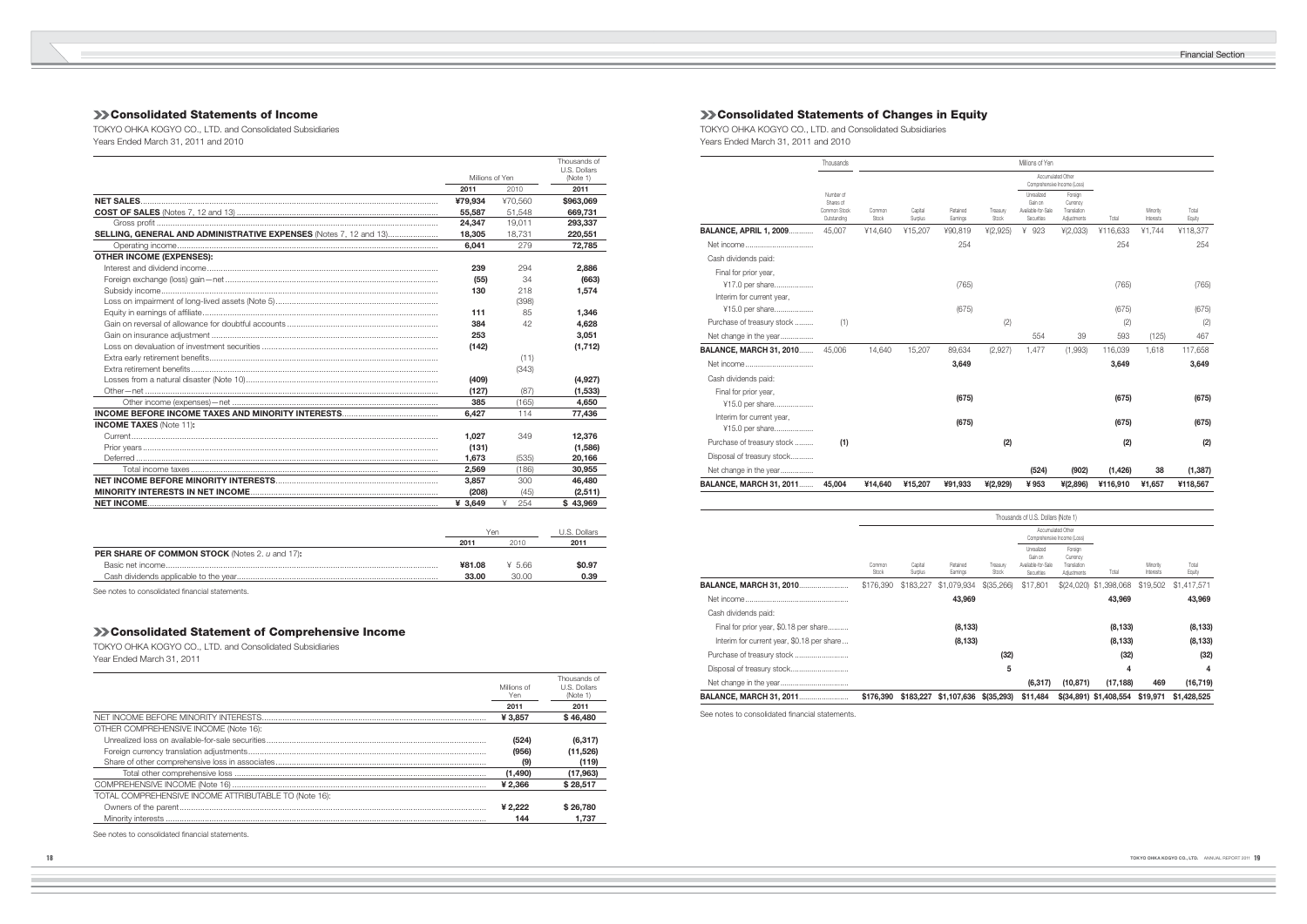## Consolidated Statements of Income

TOKYO OHKA KOGYO CO., LTD. and Consolidated Subsidiaries
Years Ended March 31, 2011 and 2010

| | Millions of Yen | | Thousands of U.S. Dollars (Note 1) |
|---|---|---|---|
| | **2011** | 2010 | **2011** |
| **NET SALES** | **¥79,934** | ¥70,560 | **$963,069** |
| **COST OF SALES** (Notes 7, 12 and 13) | **55,587** | 51,548 | **669,731** |
| Gross profit | **24,347** | 19,011 | **293,337** |
| **SELLING, GENERAL AND ADMINISTRATIVE EXPENSES** (Notes 7, 12 and 13) | **18,305** | 18,731 | **220,551** |
| Operating income | **6,041** | 279 | **72,785** |
| **OTHER INCOME (EXPENSES):** | | | |
| Interest and dividend income | **239** | 294 | **2,886** |
| Foreign exchange (loss) gain—net | **(55)** | 34 | **(663)** |
| Subsidy income | **130** | 218 | **1,574** |
| Loss on impairment of long-lived assets (Note 5) | | (398) | |
| Equity in earnings of affiliate | **111** | 85 | **1,346** |
| Gain on reversal of allowance for doubtful accounts | **384** | 42 | **4,628** |
| Gain on insurance adjustment | **253** | | **3,051** |
| Loss on devaluation of investment securities | **(142)** | | **(1,712)** |
| Extra early retirement benefits | | (11) | |
| Extra retirement benefits | | (343) | |
| Losses from a natural disaster (Note 10) | **(409)** | | **(4,927)** |
| Other—net | **(127)** | (87) | **(1,533)** |
| Other income (expenses)—net | **385** | (165) | **4,650** |
| **INCOME BEFORE INCOME TAXES AND MINORITY INTERESTS** | **6,427** | 114 | **77,436** |
| **INCOME TAXES** (Note 11)**:** | | | |
| Current | **1,027** | 349 | **12,376** |
| Prior years | **(131)** | | **(1,586)** |
| Deferred | **1,673** | (535) | **20,166** |
| Total income taxes | **2,569** | (186) | **30,955** |
| **NET INCOME BEFORE MINORITY INTERESTS** | **3,857** | 300 | **46,480** |
| **MINORITY INTERESTS IN NET INCOME** | **(208)** | (45) | **(2,511)** |
| **NET INCOME** | **¥ 3,649** | ¥ 254 | **$ 43,969** |

| | Yen | | U.S. Dollars |
|---|---|---|---|
| | **2011** | 2010 | **2011** |
| **PER SHARE OF COMMON STOCK** (Notes 2. *u* and 17)**:** | | | |
| Basic net income | **¥81.08** | ¥ 5.66 | **$0.97** |
| Cash dividends applicable to the year | **33.00** | 30.00 | **0.39** |

See notes to consolidated financial statements.

## Consolidated Statement of Comprehensive Income

TOKYO OHKA KOGYO CO., LTD. and Consolidated Subsidiaries
Year Ended March 31, 2011

| | Millions of Yen | Thousands of U.S. Dollars (Note 1) |
|---|---|---|
| | **2011** | **2011** |
| NET INCOME BEFORE MINORITY INTERESTS | **¥ 3,857** | **$ 46,480** |
| OTHER COMPREHENSIVE INCOME (Note 16): | | |
| Unrealized loss on available-for-sale securities | **(524)** | **(6,317)** |
| Foreign currency translation adjustments | **(956)** | **(11,526)** |
| Share of other comprehensive loss in associates | **(9)** | **(119)** |
| Total other comprehensive loss | **(1,490)** | **(17,963)** |
| COMPREHENSIVE INCOME (Note 16) | **¥ 2,366** | **$ 28,517** |
| TOTAL COMPREHENSIVE INCOME ATTRIBUTABLE TO (Note 16): | | |
| Owners of the parent | **¥ 2,222** | **$ 26,780** |
| Minority interests | **144** | **1,737** |

See notes to consolidated financial statements.

## Consolidated Statements of Changes in Equity

TOKYO OHKA KOGYO CO., LTD. and Consolidated Subsidiaries
Years Ended March 31, 2011 and 2010

| | Thousands | Millions of Yen | | | | | | | | |
|---|---|---|---|---|---|---|---|---|---|---|
| | | | | | | Accumulated Other Comprehensive Income (Loss) | | | | |
| | Number of Shares of Common Stock Outstanding | Common Stock | Capital Surplus | Retained Earnings | Treasury Stock | Unrealized Gain on Available-for-Sale Securities | Foreign Currency Translation Adjustments | Total | Minority Interests | Total Equity |
| **BALANCE, APRIL 1, 2009** | 45,007 | ¥14,640 | ¥15,207 | ¥90,819 | ¥(2,925) | ¥ 923 | ¥(2,033) | ¥116,633 | ¥1,744 | ¥118,377 |
| Net income | | | | 254 | | | | 254 | | 254 |
| Cash dividends paid: | | | | | | | | | | |
| Final for prior year, ¥17.0 per share | | | | (765) | | | | (765) | | (765) |
| Interim for current year, ¥15.0 per share | | | | (675) | | | | (675) | | (675) |
| Purchase of treasury stock | (1) | | | | (2) | | | (2) | | (2) |
| Net change in the year | | | | | | 554 | 39 | 593 | (125) | 467 |
| **BALANCE, MARCH 31, 2010** | 45,006 | 14,640 | 15,207 | 89,634 | (2,927) | 1,477 | (1,993) | 116,039 | 1,618 | 117,658 |
| Net income | | | | **3,649** | | | | **3,649** | | **3,649** |
| Cash dividends paid: | | | | | | | | | | |
| Final for prior year, ¥15.0 per share | | | | **(675)** | | | | **(675)** | | **(675)** |
| Interim for current year, ¥15.0 per share | | | | **(675)** | | | | **(675)** | | **(675)** |
| Purchase of treasury stock | **(1)** | | | | **(2)** | | | **(2)** | | **(2)** |
| Disposal of treasury stock | | | | | | | | | | |
| Net change in the year | | | | | | **(524)** | **(902)** | **(1,426)** | **38** | **(1,387)** |
| **BALANCE, MARCH 31, 2011** | **45,004** | **¥14,640** | **¥15,207** | **¥91,933** | **¥(2,929)** | **¥ 953** | **¥(2,896)** | **¥116,910** | **¥1,657** | **¥118,567** |

| | Thousands of U.S. Dollars (Note 1) | | | | | | | | |
|---|---|---|---|---|---|---|---|---|---|
| | | | | | Accumulated Other Comprehensive Income (Loss) | | | | |
| | Common Stock | Capital Surplus | Retained Earnings | Treasury Stock | Unrealized Gain on Available-for-Sale Securities | Foreign Currency Translation Adjustments | Total | Minority Interests | Total Equity |
| **BALANCE, MARCH 31, 2010** | $176,390 | $183,227 | $1,079,934 | $(35,266) | $17,801 | $(24,020) | $1,398,068 | $19,502 | $1,417,571 |
| Net income | | | **43,969** | | | | **43,969** | | **43,969** |
| Cash dividends paid: | | | | | | | | | |
| Final for prior year, $0.18 per share | | | **(8,133)** | | | | **(8,133)** | | **(8,133)** |
| Interim for current year, $0.18 per share | | | **(8,133)** | | | | **(8,133)** | | **(8,133)** |
| Purchase of treasury stock | | | | **(32)** | | | **(32)** | | **(32)** |
| Disposal of treasury stock | | | | **5** | | | **4** | | **4** |
| Net change in the year | | | | | **(6,317)** | **(10,871)** | **(17,188)** | **469** | **(16,719)** |
| **BALANCE, MARCH 31, 2011** | **$176,390** | **$183,227** | **$1,107,636** | **$(35,293)** | **$11,484** | **$(34,891)** | **$1,408,554** | **$19,971** | **$1,428,525** |

See notes to consolidated financial statements.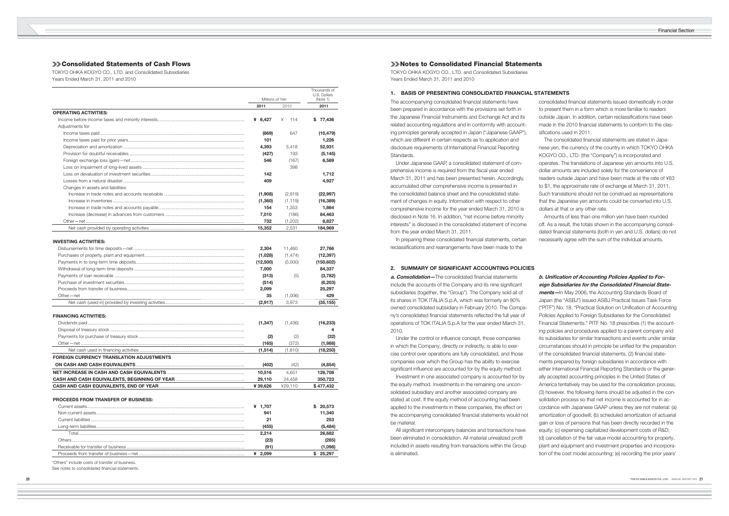## Consolidated Statements of Cash Flows

TOKYO OHKA KOGYO CO., LTD. and Consolidated Subsidiaries
Years Ended March 31, 2011 and 2010

| | Millions of Yen | | Thousands of U.S. Dollars (Note 1) |
|---|---|---|---|
| | 2011 | 2010 | 2011 |
| **OPERATING ACTIVITIES:** | | | |
| Income before income taxes and minority interests | ¥ 6,427 | ¥ 114 | $ 77,436 |
| Adjustments for: | | | |
| Income taxes paid | (869) | 647 | (10,479) |
| Income taxes paid for prior years | 101 | | 1,226 |
| Depreciation and amortization | 4,393 | 5,418 | 52,931 |
| Provision for doubtful receivables | (427) | 193 | (5,145) |
| Foreign exchange loss (gain)—net | 546 | (167) | 6,589 |
| Loss on impairment of long-lived assets | | 398 | |
| Loss on devaluation of investment securities | 142 | | 1,712 |
| Losses from a natural disaster | 409 | | 4,927 |
| Changes in assets and liabilities: | | | |
| Increase in trade notes and accounts receivable | (1,908) | (2,919) | (22,997) |
| Increase in inventories | (1,360) | (1,119) | (16,389) |
| Increase in trade notes and accounts payable | 154 | 1,353 | 1,864 |
| Increase (decrease) in advances from customers | 7,010 | (186) | 84,463 |
| Other—net | 732 | (1,202) | 8,827 |
| Net cash provided by operating activities | 15,352 | 2,531 | 184,969 |
| **INVESTING ACTIVITIES:** | | | |
| Disbursements for time deposits—net | 2,304 | 11,460 | 27,766 |
| Purchases of property, plant and equipment | (1,028) | (1,474) | (12,397) |
| Payments in to long-term time deposits | (12,500) | (5,000) | (150,602) |
| Withdrawal of long-term time deposits | 7,000 | | 84,337 |
| Payments of loan receivable | (313) | (5) | (3,782) |
| Purchase of investment securities | (514) | | (6,203) |
| Proceeds from transfer of business | 2,099 | | 25,297 |
| Other—net | 35 | (1,006) | 429 |
| Net cash (used in) provided by investing activities | (2,917) | 3,973 | (35,155) |
| **FINANCING ACTIVITIES:** | | | |
| Dividends paid | (1,347) | (1,436) | (16,233) |
| Disposal of treasury stock | | | 4 |
| Payments for purchase of treasury stock | (2) | (2) | (32) |
| Other—net | (165) | (372) | (1,988) |
| Net cash used in financing activities | (1,514) | (1,810) | (18,250) |
| **FOREIGN CURRENCY TRANSLATION ADJUSTMENTS ON CASH AND CASH EQUIVALENTS** | (402) | (42) | (4,854) |
| **NET INCREASE IN CASH AND CASH EQUIVALENTS** | 10,516 | 4,651 | 126,708 |
| **CASH AND CASH EQUIVALENTS, BEGINNING OF YEAR** | 29,110 | 24,458 | 350,723 |
| **CASH AND CASH EQUIVALENTS, END OF YEAR** | ¥ 39,626 | ¥29,110 | $ 477,432 |
| **PROCEEDS FROM TRANSFER OF BUSINESS:** | | | |
| Current assets | ¥ 1,707 | | $ 20,573 |
| Non-current assets | 941 | | 11,340 |
| Current liabilities | 21 | | 253 |
| Long-term liabilities | (455) | | (5,484) |
| Total | 2,214 | | 26,682 |
| Others | (23) | | (285) |
| Receivable for transfer of business | (91) | | (1,098) |
| Proceeds from transfer of business—net | ¥ 2,099 | | $ 25,297 |

"Others" include costs of transfer of business.

See notes to consolidated financial statements.

## Notes to Consolidated Financial Statements

TOKYO OHKA KOGYO CO., LTD. and Consolidated Subsidiaries
Years Ended March 31, 2011 and 2010

### 1. BASIS OF PRESENTING CONSOLIDATED FINANCIAL STATEMENTS

The accompanying consolidated financial statements have been prepared in accordance with the provisions set forth in the Japanese Financial Instruments and Exchange Act and its related accounting regulations and in conformity with accounting principles generally accepted in Japan ("Japanese GAAP"), which are different in certain respects as to application and disclosure requirements of International Financial Reporting Standards.

Under Japanese GAAP, a consolidated statement of comprehensive income is required from the fiscal year ended March 31, 2011 and has been presented herein. Accordingly, accumulated other comprehensive income is presented in the consolidated balance sheet and the consolidated statement of changes in equity. Information with respect to other comprehensive income for the year ended March 31, 2010 is disclosed in Note 16. In addition, "net income before minority interests" is disclosed in the consolidated statement of income from the year ended March 31, 2011.

In preparing these consolidated financial statements, certain reclassifications and rearrangements have been made to the consolidated financial statements issued domestically in order to present them in a form which is more familiar to readers outside Japan. In addition, certain reclassifications have been made in the 2010 financial statements to conform to the classifications used in 2011.

The consolidated financial statements are stated in Japanese yen, the currency of the country in which TOKYO OHKA KOGYO CO., LTD. (the "Company") is incorporated and operates. The translations of Japanese yen amounts into U.S. dollar amounts are included solely for the convenience of readers outside Japan and have been made at the rate of ¥83 to $1, the approximate rate of exchange at March 31, 2011. Such translations should not be construed as representations that the Japanese yen amounts could be converted into U.S. dollars at that or any other rate.

Amounts of less than one million yen have been rounded off. As a result, the totals shown in the accompanying consolidated financial statements (both in yen and U.S. dollars) do not necessarily agree with the sum of the individual amounts.

### 2. SUMMARY OF SIGNIFICANT ACCOUNTING POLICIES

***a. Consolidation***—The consolidated financial statements include the accounts of the Company and its nine significant subsidiaries (together, the "Group"). The Company sold all of its shares in TOK ITALIA S.p.A, which was formerly an 80% owned consolidated subsidiary in February 2010. The Company's consolidated financial statements reflected the full year of operations of TOK ITALIA S.p.A for the year ended March 31, 2010.

Under the control or influence concept, those companies in which the Company, directly or indirectly, is able to exercise control over operations are fully consolidated, and those companies over which the Group has the ability to exercise significant influence are accounted for by the equity method.

Investment in one associated company is accounted for by the equity method. Investments in the remaining one unconsolidated subsidiary and another associated company are stated at cost. If the equity method of accounting had been applied to the investments in these companies, the effect on the accompanying consolidated financial statements would not be material.

All significant intercompany balances and transactions have been eliminated in consolidation. All material unrealized profit included in assets resulting from transactions within the Group is eliminated.

***b. Unification of Accounting Policies Applied to Foreign Subsidiaries for the Consolidated Financial Statements***—In May 2006, the Accounting Standards Board of Japan (the "ASBJ") issued ASBJ Practical Issues Task Force ("PITF") No. 18, "Practical Solution on Unification of Accounting Policies Applied to Foreign Subsidiaries for the Consolidated Financial Statements." PITF No. 18 prescribes (1) the accounting policies and procedures applied to a parent company and its subsidiaries for similar transactions and events under similar circumstances should in principle be unified for the preparation of the consolidated financial statements, (2) financial statements prepared by foreign subsidiaries in accordance with either International Financial Reporting Standards or the generally accepted accounting principles in the United States of America tentatively may be used for the consolidation process, (3) however, the following items should be adjusted in the consolidation process so that net income is accounted for in accordance with Japanese GAAP unless they are not material: (a) amortization of goodwill; (b) scheduled amortization of actuarial gain or loss of pensions that has been directly recorded in the equity; (c) expensing capitalized development costs of R&D; (d) cancellation of the fair value model accounting for property, plant and equipment and investment properties and incorporation of the cost model accounting; (e) recording the prior years'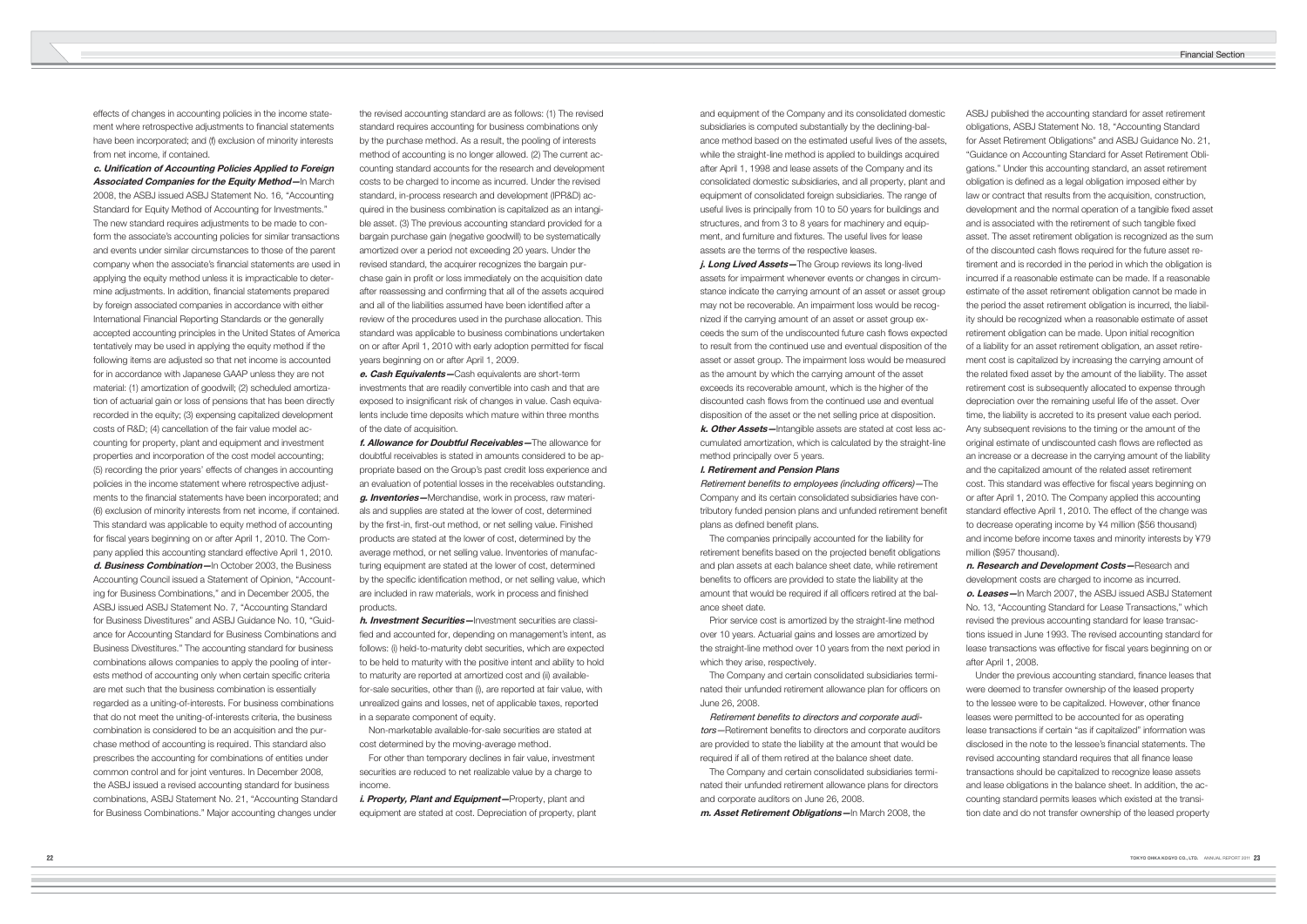effects of changes in accounting policies in the income statement where retrospective adjustments to financial statements have been incorporated; and (f) exclusion of minority interests from net income, if contained.

***c. Unification of Accounting Policies Applied to Foreign Associated Companies for the Equity Method—***In March 2008, the ASBJ issued ASBJ Statement No. 16, "Accounting Standard for Equity Method of Accounting for Investments." The new standard requires adjustments to be made to conform the associate's accounting policies for similar transactions and events under similar circumstances to those of the parent company when the associate's financial statements are used in applying the equity method unless it is impracticable to determine adjustments. In addition, financial statements prepared by foreign associated companies in accordance with either International Financial Reporting Standards or the generally accepted accounting principles in the United States of America tentatively may be used in applying the equity method if the following items are adjusted so that net income is accounted for in accordance with Japanese GAAP unless they are not material: (1) amortization of goodwill; (2) scheduled amortization of actuarial gain or loss of pensions that has been directly recorded in the equity; (3) expensing capitalized development costs of R&D; (4) cancellation of the fair value model accounting for property, plant and equipment and investment properties and incorporation of the cost model accounting; (5) recording the prior years' effects of changes in accounting policies in the income statement where retrospective adjustments to the financial statements have been incorporated; and (6) exclusion of minority interests from net income, if contained. This standard was applicable to equity method of accounting for fiscal years beginning on or after April 1, 2010. The Company applied this accounting standard effective April 1, 2010.

***d. Business Combination—***In October 2003, the Business Accounting Council issued a Statement of Opinion, "Accounting for Business Combinations," and in December 2005, the ASBJ issued ASBJ Statement No. 7, "Accounting Standard for Business Divestitures" and ASBJ Guidance No. 10, "Guidance for Accounting Standard for Business Combinations and Business Divestitures." The accounting standard for business combinations allows companies to apply the pooling of interests method of accounting only when certain specific criteria are met such that the business combination is essentially regarded as a uniting-of-interests. For business combinations that do not meet the uniting-of-interests criteria, the business combination is considered to be an acquisition and the purchase method of accounting is required. This standard also prescribes the accounting for combinations of entities under common control and for joint ventures. In December 2008, the ASBJ issued a revised accounting standard for business combinations, ASBJ Statement No. 21, "Accounting Standard for Business Combinations." Major accounting changes under the revised accounting standard are as follows: (1) The revised standard requires accounting for business combinations only by the purchase method. As a result, the pooling of interests method of accounting is no longer allowed. (2) The current accounting standard accounts for the research and development costs to be charged to income as incurred. Under the revised standard, in-process research and development (IPR&D) acquired in the business combination is capitalized as an intangible asset. (3) The previous accounting standard provided for a bargain purchase gain (negative goodwill) to be systematically amortized over a period not exceeding 20 years. Under the revised standard, the acquirer recognizes the bargain purchase gain in profit or loss immediately on the acquisition date after reassessing and confirming that all of the assets acquired and all of the liabilities assumed have been identified after a review of the procedures used in the purchase allocation. This standard was applicable to business combinations undertaken on or after April 1, 2010 with early adoption permitted for fiscal years beginning on or after April 1, 2009.

***e. Cash Equivalents—***Cash equivalents are short-term investments that are readily convertible into cash and that are exposed to insignificant risk of changes in value. Cash equivalents include time deposits which mature within three months of the date of acquisition.

***f. Allowance for Doubtful Receivables—***The allowance for doubtful receivables is stated in amounts considered to be appropriate based on the Group's past credit loss experience and an evaluation of potential losses in the receivables outstanding.

***g. Inventories—***Merchandise, work in process, raw materials and supplies are stated at the lower of cost, determined by the first-in, first-out method, or net selling value. Finished products are stated at the lower of cost, determined by the average method, or net selling value. Inventories of manufacturing equipment are stated at the lower of cost, determined by the specific identification method, or net selling value, which are included in raw materials, work in process and finished products.

***h. Investment Securities—***Investment securities are classified and accounted for, depending on management's intent, as follows: (i) held-to-maturity debt securities, which are expected to be held to maturity with the positive intent and ability to hold to maturity are reported at amortized cost and (ii) available-for-sale securities, other than (i), are reported at fair value, with unrealized gains and losses, net of applicable taxes, reported in a separate component of equity.

Non-marketable available-for-sale securities are stated at cost determined by the moving-average method.

For other than temporary declines in fair value, investment securities are reduced to net realizable value by a charge to income.

***i. Property, Plant and Equipment—***Property, plant and equipment are stated at cost. Depreciation of property, plant and equipment of the Company and its consolidated domestic subsidiaries is computed substantially by the declining-balance method based on the estimated useful lives of the assets, while the straight-line method is applied to buildings acquired after April 1, 1998 and lease assets of the Company and its consolidated domestic subsidiaries, and all property, plant and equipment of consolidated foreign subsidiaries. The range of useful lives is principally from 10 to 50 years for buildings and structures, and from 3 to 8 years for machinery and equipment, and furniture and fixtures. The useful lives for lease assets are the terms of the respective leases.

***j. Long Lived Assets—***The Group reviews its long-lived assets for impairment whenever events or changes in circumstance indicate the carrying amount of an asset or asset group may not be recoverable. An impairment loss would be recognized if the carrying amount of an asset or asset group exceeds the sum of the undiscounted future cash flows expected to result from the continued use and eventual disposition of the asset or asset group. The impairment loss would be measured as the amount by which the carrying amount of the asset exceeds its recoverable amount, which is the higher of the discounted cash flows from the continued use and eventual disposition of the asset or the net selling price at disposition.

***k. Other Assets—***Intangible assets are stated at cost less accumulated amortization, which is calculated by the straight-line method principally over 5 years.

***l. Retirement and Pension Plans***

*Retirement benefits to employees (including officers)*—The Company and its certain consolidated subsidiaries have contributory funded pension plans and unfunded retirement benefit plans as defined benefit plans.

The companies principally accounted for the liability for retirement benefits based on the projected benefit obligations and plan assets at each balance sheet date, while retirement benefits to officers are provided to state the liability at the amount that would be required if all officers retired at the balance sheet date.

Prior service cost is amortized by the straight-line method over 10 years. Actuarial gains and losses are amortized by the straight-line method over 10 years from the next period in which they arise, respectively.

The Company and certain consolidated subsidiaries terminated their unfunded retirement allowance plan for officers on June 26, 2008.

*Retirement benefits to directors and corporate auditors*—Retirement benefits to directors and corporate auditors are provided to state the liability at the amount that would be required if all of them retired at the balance sheet date.

The Company and certain consolidated subsidiaries terminated their unfunded retirement allowance plans for directors and corporate auditors on June 26, 2008.

***m. Asset Retirement Obligations—***In March 2008, the ASBJ published the accounting standard for asset retirement obligations, ASBJ Statement No. 18, "Accounting Standard for Asset Retirement Obligations" and ASBJ Guidance No. 21, "Guidance on Accounting Standard for Asset Retirement Obligations." Under this accounting standard, an asset retirement obligation is defined as a legal obligation imposed either by law or contract that results from the acquisition, construction, development and the normal operation of a tangible fixed asset and is associated with the retirement of such tangible fixed asset. The asset retirement obligation is recognized as the sum of the discounted cash flows required for the future asset retirement and is recorded in the period in which the obligation is incurred if a reasonable estimate can be made. If a reasonable estimate of the asset retirement obligation cannot be made in the period the asset retirement obligation is incurred, the liability should be recognized when a reasonable estimate of asset retirement obligation can be made. Upon initial recognition of a liability for an asset retirement obligation, an asset retirement cost is capitalized by increasing the carrying amount of the related fixed asset by the amount of the liability. The asset retirement cost is subsequently allocated to expense through depreciation over the remaining useful life of the asset. Over time, the liability is accreted to its present value each period. Any subsequent revisions to the timing or the amount of the original estimate of undiscounted cash flows are reflected as an increase or a decrease in the carrying amount of the liability and the capitalized amount of the related asset retirement cost. This standard was effective for fiscal years beginning on or after April 1, 2010. The Company applied this accounting standard effective April 1, 2010. The effect of the change was to decrease operating income by ¥4 million ($56 thousand) and income before income taxes and minority interests by ¥79 million ($957 thousand).

***n. Research and Development Costs—***Research and development costs are charged to income as incurred.

***o. Leases—***In March 2007, the ASBJ issued ASBJ Statement No. 13, "Accounting Standard for Lease Transactions," which revised the previous accounting standard for lease transactions issued in June 1993. The revised accounting standard for lease transactions was effective for fiscal years beginning on or after April 1, 2008.

Under the previous accounting standard, finance leases that were deemed to transfer ownership of the leased property to the lessee were to be capitalized. However, other finance leases were permitted to be accounted for as operating lease transactions if certain "as if capitalized" information was disclosed in the note to the lessee's financial statements. The revised accounting standard requires that all finance lease transactions should be capitalized to recognize lease assets and lease obligations in the balance sheet. In addition, the accounting standard permits leases which existed at the transition date and do not transfer ownership of the leased property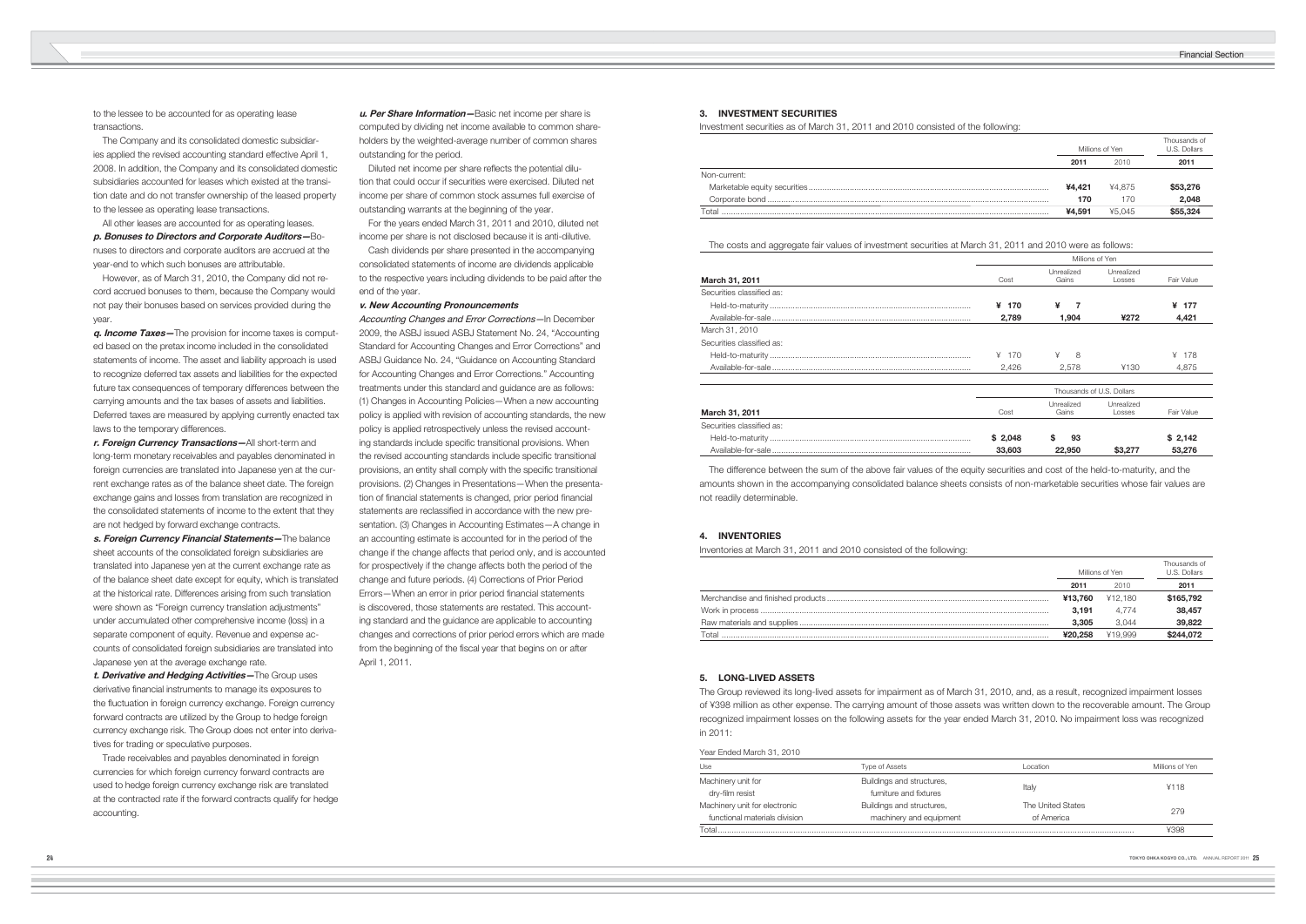to the lessee to be accounted for as operating lease transactions.

The Company and its consolidated domestic subsidiaries applied the revised accounting standard effective April 1, 2008. In addition, the Company and its consolidated domestic subsidiaries accounted for leases which existed at the transition date and do not transfer ownership of the leased property to the lessee as operating lease transactions.

All other leases are accounted for as operating leases.

***p. Bonuses to Directors and Corporate Auditors***—Bonuses to directors and corporate auditors are accrued at the year-end to which such bonuses are attributable.

However, as of March 31, 2010, the Company did not record accrued bonuses to them, because the Company would not pay their bonuses based on services provided during the year.

***q. Income Taxes***—The provision for income taxes is computed based on the pretax income included in the consolidated statements of income. The asset and liability approach is used to recognize deferred tax assets and liabilities for the expected future tax consequences of temporary differences between the carrying amounts and the tax bases of assets and liabilities. Deferred taxes are measured by applying currently enacted tax laws to the temporary differences.

***r. Foreign Currency Transactions***—All short-term and long-term monetary receivables and payables denominated in foreign currencies are translated into Japanese yen at the current exchange rates as of the balance sheet date. The foreign exchange gains and losses from translation are recognized in the consolidated statements of income to the extent that they are not hedged by forward exchange contracts.

***s. Foreign Currency Financial Statements***—The balance sheet accounts of the consolidated foreign subsidiaries are translated into Japanese yen at the current exchange rate as of the balance sheet date except for equity, which is translated at the historical rate. Differences arising from such translation were shown as "Foreign currency translation adjustments" under accumulated other comprehensive income (loss) in a separate component of equity. Revenue and expense accounts of consolidated foreign subsidiaries are translated into Japanese yen at the average exchange rate.

***t. Derivative and Hedging Activities***—The Group uses derivative financial instruments to manage its exposures to the fluctuation in foreign currency exchange. Foreign currency forward contracts are utilized by the Group to hedge foreign currency exchange risk. The Group does not enter into derivatives for trading or speculative purposes.

Trade receivables and payables denominated in foreign currencies for which foreign currency forward contracts are used to hedge foreign currency exchange risk are translated at the contracted rate if the forward contracts qualify for hedge accounting.

***u. Per Share Information***—Basic net income per share is computed by dividing net income available to common shareholders by the weighted-average number of common shares outstanding for the period.

Diluted net income per share reflects the potential dilution that could occur if securities were exercised. Diluted net income per share of common stock assumes full exercise of outstanding warrants at the beginning of the year.

For the years ended March 31, 2011 and 2010, diluted net income per share is not disclosed because it is anti-dilutive.

Cash dividends per share presented in the accompanying consolidated statements of income are dividends applicable to the respective years including dividends to be paid after the end of the year.

***v. New Accounting Pronouncements***

*Accounting Changes and Error Corrections*—In December 2009, the ASBJ issued ASBJ Statement No. 24, "Accounting Standard for Accounting Changes and Error Corrections" and ASBJ Guidance No. 24, "Guidance on Accounting Standard for Accounting Changes and Error Corrections." Accounting treatments under this standard and guidance are as follows: (1) Changes in Accounting Policies—When a new accounting policy is applied with revision of accounting standards, the new policy is applied retrospectively unless the revised accounting standards include specific transitional provisions. When the revised accounting standards include specific transitional provisions, an entity shall comply with the specific transitional provisions. (2) Changes in Presentations—When the presentation of financial statements is changed, prior period financial statements are reclassified in accordance with the new presentation. (3) Changes in Accounting Estimates—A change in an accounting estimate is accounted for in the period of the change if the change affects that period only, and is accounted for prospectively if the change affects both the period of the change and future periods. (4) Corrections of Prior Period Errors—When an error in prior period financial statements is discovered, those statements are restated. This accounting standard and the guidance are applicable to accounting changes and corrections of prior period errors which are made from the beginning of the fiscal year that begins on or after April 1, 2011.

## 3. INVESTMENT SECURITIES

Investment securities as of March 31, 2011 and 2010 consisted of the following:

| | Millions of Yen | | Thousands of U.S. Dollars |
|---|---|---|---|
| | **2011** | 2010 | **2011** |
| Non-current: | | | |
| Marketable equity securities | **¥4,421** | ¥4,875 | **$53,276** |
| Corporate bond | **170** | 170 | **2,048** |
| Total | **¥4,591** | ¥5,045 | **$55,324** |

The costs and aggregate fair values of investment securities at March 31, 2011 and 2010 were as follows:

| | Millions of Yen | | | |
|---|---|---|---|---|
| **March 31, 2011** | Cost | Unrealized Gains | Unrealized Losses | Fair Value |
| Securities classified as: | | | | |
| Held-to-maturity | **¥ 170** | **¥ 7** | | **¥ 177** |
| Available-for-sale | **2,789** | **1,904** | **¥272** | **4,421** |
| March 31, 2010 | | | | |
| Securities classified as: | | | | |
| Held-to-maturity | ¥ 170 | ¥ 8 | | ¥ 178 |
| Available-for-sale | 2,426 | 2,578 | ¥130 | 4,875 |

| | Thousands of U.S. Dollars | | | |
|---|---|---|---|---|
| **March 31, 2011** | Cost | Unrealized Gains | Unrealized Losses | Fair Value |
| Securities classified as: | | | | |
| Held-to-maturity | **$ 2,048** | **$ 93** | | **$ 2,142** |
| Available-for-sale | **33,603** | **22,950** | **$3,277** | **53,276** |

The difference between the sum of the above fair values of the equity securities and cost of the held-to-maturity, and the amounts shown in the accompanying consolidated balance sheets consists of non-marketable securities whose fair values are not readily determinable.

## 4. INVENTORIES

Inventories at March 31, 2011 and 2010 consisted of the following:

| | Millions of Yen | | Thousands of U.S. Dollars |
|---|---|---|---|
| | **2011** | 2010 | **2011** |
| Merchandise and finished products | **¥13,760** | ¥12,180 | **$165,792** |
| Work in process | **3,191** | 4,774 | **38,457** |
| Raw materials and supplies | **3,305** | 3,044 | **39,822** |
| Total | **¥20,258** | ¥19,999 | **$244,072** |

## 5. LONG-LIVED ASSETS

The Group reviewed its long-lived assets for impairment as of March 31, 2010, and, as a result, recognized impairment losses of ¥398 million as other expense. The carrying amount of those assets was written down to the recoverable amount. The Group recognized impairment losses on the following assets for the year ended March 31, 2010. No impairment loss was recognized in 2011:

Year Ended March 31, 2010

| Use | Type of Assets | Location | Millions of Yen |
|---|---|---|---|
| Machinery unit for dry-film resist | Buildings and structures, furniture and fixtures | Italy | ¥118 |
| Machinery unit for electronic functional materials division | Buildings and structures, machinery and equipment | The United States of America | 279 |
| Total | | | ¥398 |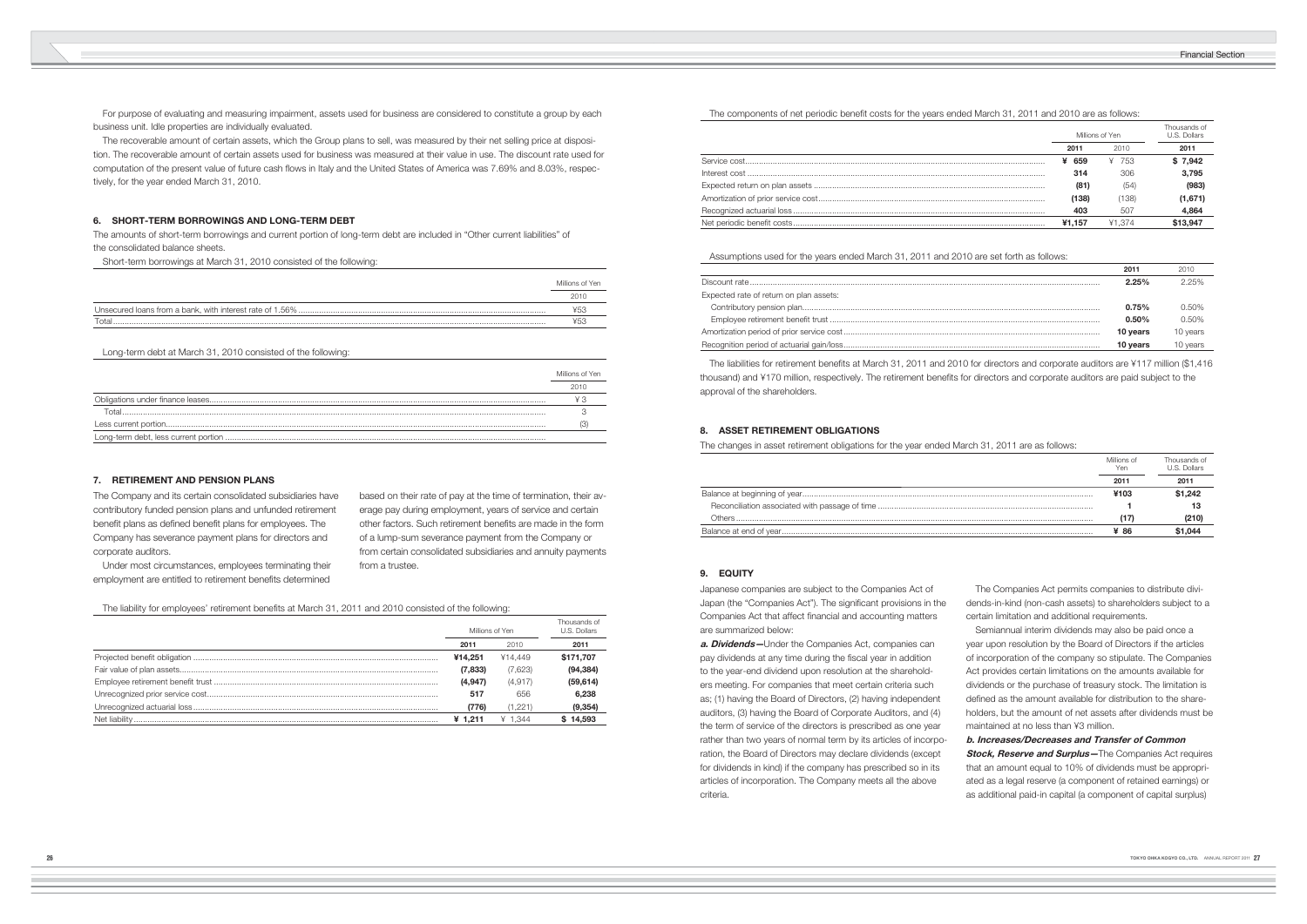For purpose of evaluating and measuring impairment, assets used for business are considered to constitute a group by each business unit. Idle properties are individually evaluated.

The recoverable amount of certain assets, which the Group plans to sell, was measured by their net selling price at disposition. The recoverable amount of certain assets used for business was measured at their value in use. The discount rate used for computation of the present value of future cash flows in Italy and the United States of America was 7.69% and 8.03%, respectively, for the year ended March 31, 2010.

## 6. SHORT-TERM BORROWINGS AND LONG-TERM DEBT

The amounts of short-term borrowings and current portion of long-term debt are included in "Other current liabilities" of the consolidated balance sheets.

Short-term borrowings at March 31, 2010 consisted of the following:

| | Millions of Yen |
|---|---|
| | 2010 |
| Unsecured loans from a bank, with interest rate of 1.56% | ¥53 |
| Total | ¥53 |

Long-term debt at March 31, 2010 consisted of the following:

| | Millions of Yen |
|---|---|
| | 2010 |
| Obligations under finance leases | ¥ 3 |
| Total | 3 |
| Less current portion | (3) |
| Long-term debt, less current portion | |

## 7. RETIREMENT AND PENSION PLANS

The Company and its certain consolidated subsidiaries have contributory funded pension plans and unfunded retirement benefit plans as defined benefit plans for employees. The Company has severance payment plans for directors and corporate auditors.

Under most circumstances, employees terminating their employment are entitled to retirement benefits determined based on their rate of pay at the time of termination, their average pay during employment, years of service and certain other factors. Such retirement benefits are made in the form of a lump-sum severance payment from the Company or from certain consolidated subsidiaries and annuity payments from a trustee.

The liability for employees' retirement benefits at March 31, 2011 and 2010 consisted of the following:

| | Millions of Yen | | Thousands of U.S. Dollars |
|---|---|---|---|
| | 2011 | 2010 | 2011 |
| Projected benefit obligation | ¥14,251 | ¥14,449 | $171,707 |
| Fair value of plan assets | (7,833) | (7,623) | (94,384) |
| Employee retirement benefit trust | (4,947) | (4,917) | (59,614) |
| Unrecognized prior service cost | 517 | 656 | 6,238 |
| Unrecognized actuarial loss | (776) | (1,221) | (9,354) |
| Net liability | ¥ 1,211 | ¥ 1,344 | $ 14,593 |

The components of net periodic benefit costs for the years ended March 31, 2011 and 2010 are as follows:

| | Millions of Yen | | Thousands of U.S. Dollars |
|---|---|---|---|
| | 2011 | 2010 | 2011 |
| Service cost | ¥ 659 | ¥ 753 | $ 7,942 |
| Interest cost | 314 | 306 | 3,795 |
| Expected return on plan assets | (81) | (54) | (983) |
| Amortization of prior service cost | (138) | (138) | (1,671) |
| Recognized actuarial loss | 403 | 507 | 4,864 |
| Net periodic benefit costs | ¥1,157 | ¥1,374 | $13,947 |

Assumptions used for the years ended March 31, 2011 and 2010 are set forth as follows:

| | 2011 | 2010 |
|---|---|---|
| Discount rate | 2.25% | 2.25% |
| Expected rate of return on plan assets: | | |
| Contributory pension plan | 0.75% | 0.50% |
| Employee retirement benefit trust | 0.50% | 0.50% |
| Amortization period of prior service cost | 10 years | 10 years |
| Recognition period of actuarial gain/loss | 10 years | 10 years |

The liabilities for retirement benefits at March 31, 2011 and 2010 for directors and corporate auditors are ¥117 million ($1,416 thousand) and ¥170 million, respectively. The retirement benefits for directors and corporate auditors are paid subject to the approval of the shareholders.

## 8. ASSET RETIREMENT OBLIGATIONS

The changes in asset retirement obligations for the year ended March 31, 2011 are as follows:

| | Millions of Yen | Thousands of U.S. Dollars |
|---|---|---|
| | 2011 | 2011 |
| Balance at beginning of year | ¥103 | $1,242 |
| Reconciliation associated with passage of time | 1 | 13 |
| Others | (17) | (210) |
| Balance at end of year | ¥ 86 | $1,044 |

## 9. EQUITY

Japanese companies are subject to the Companies Act of Japan (the "Companies Act"). The significant provisions in the Companies Act that affect financial and accounting matters are summarized below:

***a. Dividends***—Under the Companies Act, companies can pay dividends at any time during the fiscal year in addition to the year-end dividend upon resolution at the shareholders meeting. For companies that meet certain criteria such as; (1) having the Board of Directors, (2) having independent auditors, (3) having the Board of Corporate Auditors, and (4) the term of service of the directors is prescribed as one year rather than two years of normal term by its articles of incorporation, the Board of Directors may declare dividends (except for dividends in kind) if the company has prescribed so in its articles of incorporation. The Company meets all the above criteria.

The Companies Act permits companies to distribute dividends-in-kind (non-cash assets) to shareholders subject to a certain limitation and additional requirements.

Semiannual interim dividends may also be paid once a year upon resolution by the Board of Directors if the articles of incorporation of the company so stipulate. The Companies Act provides certain limitations on the amounts available for dividends or the purchase of treasury stock. The limitation is defined as the amount available for distribution to the shareholders, but the amount of net assets after dividends must be maintained at no less than ¥3 million.

***b. Increases/Decreases and Transfer of Common Stock, Reserve and Surplus***—The Companies Act requires that an amount equal to 10% of dividends must be appropriated as a legal reserve (a component of retained earnings) or as additional paid-in capital (a component of capital surplus)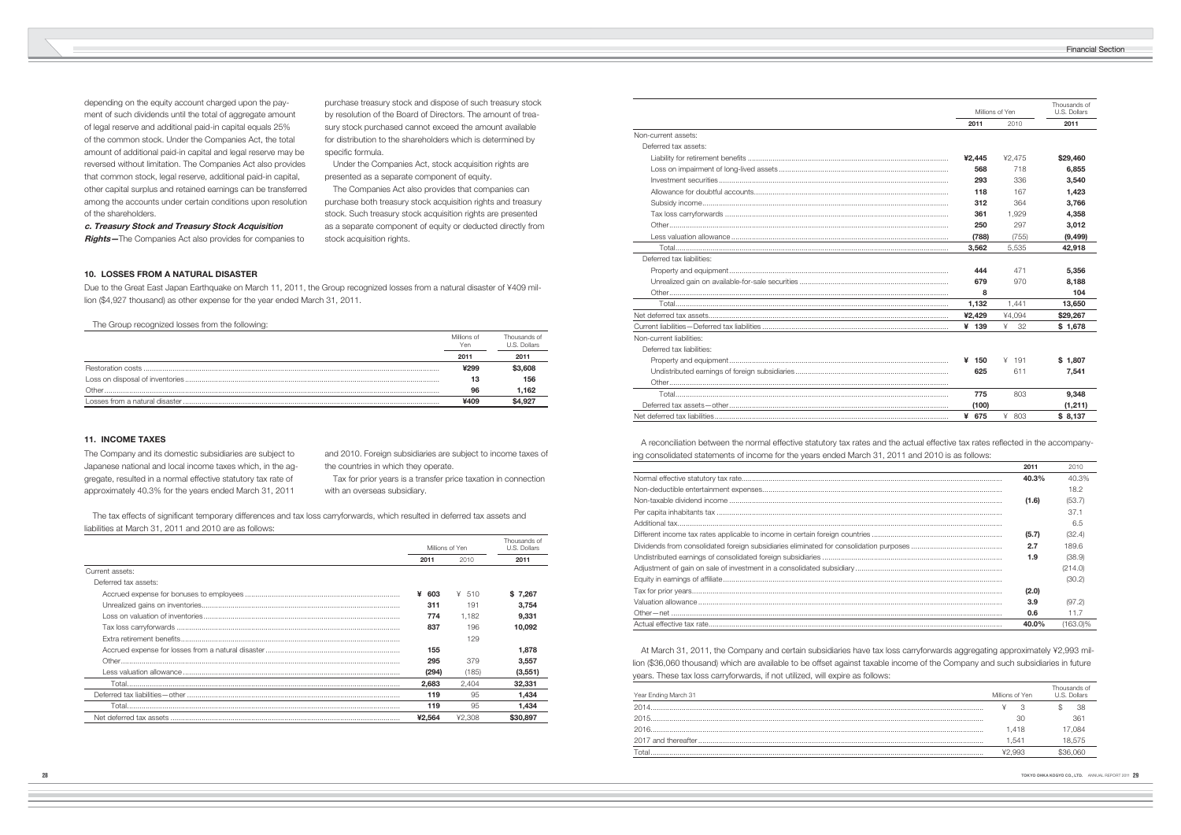depending on the equity account charged upon the payment of such dividends until the total of aggregate amount of legal reserve and additional paid-in capital equals 25% of the common stock. Under the Companies Act, the total amount of additional paid-in capital and legal reserve may be reversed without limitation. The Companies Act also provides that common stock, legal reserve, additional paid-in capital, other capital surplus and retained earnings can be transferred among the accounts under certain conditions upon resolution of the shareholders.

***c. Treasury Stock and Treasury Stock Acquisition Rights***—The Companies Act also provides for companies to purchase treasury stock and dispose of such treasury stock by resolution of the Board of Directors. The amount of treasury stock purchased cannot exceed the amount available for distribution to the shareholders which is determined by specific formula.

Under the Companies Act, stock acquisition rights are presented as a separate component of equity.

The Companies Act also provides that companies can purchase both treasury stock acquisition rights and treasury stock. Such treasury stock acquisition rights are presented as a separate component of equity or deducted directly from stock acquisition rights.

### 10. LOSSES FROM A NATURAL DISASTER

Due to the Great East Japan Earthquake on March 11, 2011, the Group recognized losses from a natural disaster of ¥409 million ($4,927 thousand) as other expense for the year ended March 31, 2011.

The Group recognized losses from the following:

| | Millions of Yen | Thousands of U.S. Dollars |
|---|---|---|
| | 2011 | 2011 |
| Restoration costs | ¥299 | $3,608 |
| Loss on disposal of inventories | 13 | 156 |
| Other | 96 | 1,162 |
| Losses from a natural disaster | ¥409 | $4,927 |

### 11. INCOME TAXES

The Company and its domestic subsidiaries are subject to Japanese national and local income taxes which, in the aggregate, resulted in a normal effective statutory tax rate of approximately 40.3% for the years ended March 31, 2011 and 2010. Foreign subsidiaries are subject to income taxes of the countries in which they operate.

Tax for prior years is a transfer price taxation in connection with an overseas subsidiary.

The tax effects of significant temporary differences and tax loss carryforwards, which resulted in deferred tax assets and liabilities at March 31, 2011 and 2010 are as follows:

| | Millions of Yen | | Thousands of U.S. Dollars |
|---|---|---|---|
| | 2011 | 2010 | 2011 |
| Current assets: | | | |
| Deferred tax assets: | | | |
| Accrued expense for bonuses to employees | ¥ 603 | ¥ 510 | $ 7,267 |
| Unrealized gains on inventories | 311 | 191 | 3,754 |
| Loss on valuation of inventories | 774 | 1,182 | 9,331 |
| Tax loss carryforwards | 837 | 196 | 10,092 |
| Extra retirement benefits | | 129 | |
| Accrued expense for losses from a natural disaster | 155 | | 1,878 |
| Other | 295 | 379 | 3,557 |
| Less valuation allowance | (294) | (185) | (3,551) |
| Total | 2,683 | 2,404 | 32,331 |
| Deferred tax liabilities—other | 119 | 95 | 1,434 |
| Total | 119 | 95 | 1,434 |
| Net deferred tax assets | ¥2,564 | ¥2,308 | $30,897 |
| Non-current assets: | | | |
| Deferred tax assets: | | | |
| Liability for retirement benefits | ¥2,445 | ¥2,475 | $29,460 |
| Loss on impairment of long-lived assets | 568 | 718 | 6,855 |
| Investment securities | 293 | 336 | 3,540 |
| Allowance for doubtful accounts | 118 | 167 | 1,423 |
| Subsidy income | 312 | 364 | 3,766 |
| Tax loss carryforwards | 361 | 1,929 | 4,358 |
| Other | 250 | 297 | 3,012 |
| Less valuation allowance | (788) | (755) | (9,499) |
| Total | 3,562 | 5,535 | 42,918 |
| Deferred tax liabilities: | | | |
| Property and equipment | 444 | 471 | 5,356 |
| Unrealized gain on available-for-sale securities | 679 | 970 | 8,188 |
| Other | 8 | | 104 |
| Total | 1,132 | 1,441 | 13,650 |
| Net deferred tax assets | ¥2,429 | ¥4,094 | $29,267 |
| Current liabilities—Deferred tax liabilities | ¥ 139 | ¥ 32 | $ 1,678 |
| Non-current liabilities: | | | |
| Deferred tax liabilities: | | | |
| Property and equipment | ¥ 150 | ¥ 191 | $ 1,807 |
| Undistributed earnings of foreign subsidiaries | 625 | 611 | 7,541 |
| Other | | | |
| Total | 775 | 803 | 9,348 |
| Deferred tax assets—other | (100) | | (1,211) |
| Net deferred tax liabilities | ¥ 675 | ¥ 803 | $ 8,137 |

A reconciliation between the normal effective statutory tax rates and the actual effective tax rates reflected in the accompanying consolidated statements of income for the years ended March 31, 2011 and 2010 is as follows:

| | 2011 | 2010 |
|---|---|---|
| Normal effective statutory tax rate | 40.3% | 40.3% |
| Non-deductible entertainment expenses | | 18.2 |
| Non-taxable dividend income | (1.6) | (53.7) |
| Per capita inhabitants tax | | 37.1 |
| Additional tax | | 6.5 |
| Different income tax rates applicable to income in certain foreign countries | (5.7) | (32.4) |
| Dividends from consolidated foreign subsidiaries eliminated for consolidation purposes | 2.7 | 189.6 |
| Undistributed earnings of consolidated foreign subsidiaries | 1.9 | (38.9) |
| Adjustment of gain on sale of investment in a consolidated subsidiary | | (214.0) |
| Equity in earnings of affiliate | | (30.2) |
| Tax for prior years | (2.0) | |
| Valuation allowance | 3.9 | (97.2) |
| Other—net | 0.6 | 11.7 |
| Actual effective tax rate | 40.0% | (163.0)% |

At March 31, 2011, the Company and certain subsidiaries have tax loss carryforwards aggregating approximately ¥2,993 million ($36,060 thousand) which are available to be offset against taxable income of the Company and such subsidiaries in future years. These tax loss carryforwards, if not utilized, will expire as follows:

| Year Ending March 31 | Millions of Yen | Thousands of U.S. Dollars |
|---|---|---|
| 2014 | ¥ 3 | $ 38 |
| 2015 | 30 | 361 |
| 2016 | 1,418 | 17,084 |
| 2017 and thereafter | 1,541 | 18,575 |
| Total | ¥2,993 | $36,060 |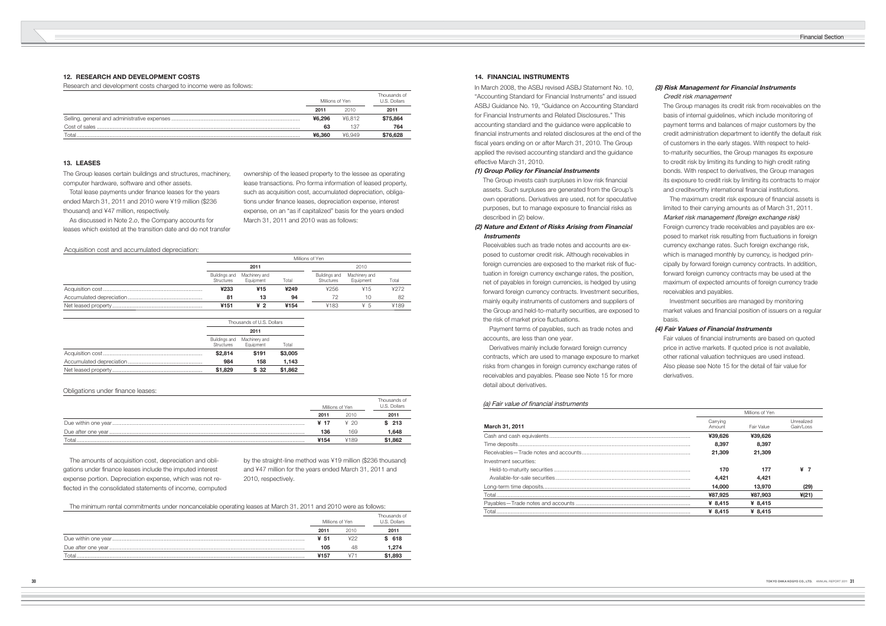## 12. RESEARCH AND DEVELOPMENT COSTS

Research and development costs charged to income were as follows:

| | Millions of Yen | | Thousands of U.S. Dollars |
|---|---|---|---|
| | **2011** | 2010 | **2011** |
| Selling, general and administrative expenses | **¥6,296** | ¥6,812 | **$75,864** |
| Cost of sales | **63** | 137 | **764** |
| Total | **¥6,360** | ¥6,949 | **$76,628** |

## 13. LEASES

The Group leases certain buildings and structures, machinery, computer hardware, software and other assets.

Total lease payments under finance leases for the years ended March 31, 2011 and 2010 were ¥19 million ($236 thousand) and ¥47 million, respectively.

As discussed in Note 2.o, the Company accounts for leases which existed at the transition date and do not transfer ownership of the leased property to the lessee as operating lease transactions. Pro forma information of leased property, such as acquisition cost, accumulated depreciation, obligations under finance leases, depreciation expense, interest expense, on an "as if capitalized" basis for the years ended March 31, 2011 and 2010 was as follows:

Acquisition cost and accumulated depreciation:

| | Millions of Yen | | | | | |
|---|---|---|---|---|---|---|
| | **2011** | | | 2010 | | |
| | Buildings and Structures | Machinery and Equipment | Total | Buildings and Structures | Machinery and Equipment | Total |
| Acquisition cost | **¥233** | **¥15** | **¥249** | ¥256 | ¥15 | ¥272 |
| Accumulated depreciation | **81** | **13** | **94** | 72 | 10 | 82 |
| Net leased property | **¥151** | **¥ 2** | **¥154** | ¥183 | ¥ 5 | ¥189 |

| | Thousands of U.S. Dollars | | |
|---|---|---|---|
| | **2011** | | |
| | Buildings and Structures | Machinery and Equipment | Total |
| Acquisition cost | **$2,814** | **$191** | **$3,005** |
| Accumulated depreciation | **984** | **158** | **1,143** |
| Net leased property | **$1,829** | **$ 32** | **$1,862** |

Obligations under finance leases:

| | Millions of Yen | | Thousands of U.S. Dollars |
|---|---|---|---|
| | **2011** | 2010 | **2011** |
| Due within one year | **¥ 17** | ¥ 20 | **$ 213** |
| Due after one year | **136** | 169 | **1,648** |
| Total | **¥154** | ¥189 | **$1,862** |

The amounts of acquisition cost, depreciation and obligations under finance leases include the imputed interest expense portion. Depreciation expense, which was not reflected in the consolidated statements of income, computed by the straight-line method was ¥19 million ($236 thousand) and ¥47 million for the years ended March 31, 2011 and 2010, respectively.

The minimum rental commitments under noncancelable operating leases at March 31, 2011 and 2010 were as follows:

| | Millions of Yen | | Thousands of U.S. Dollars |
|---|---|---|---|
| | **2011** | 2010 | **2011** |
| Due within one year | **¥ 51** | ¥22 | **$ 618** |
| Due after one year | **105** | 48 | **1,274** |
| Total | **¥157** | ¥71 | **$1,893** |

## 14. FINANCIAL INSTRUMENTS

In March 2008, the ASBJ revised ASBJ Statement No. 10, "Accounting Standard for Financial Instruments" and issued ASBJ Guidance No. 19, "Guidance on Accounting Standard for Financial Instruments and Related Disclosures." This accounting standard and the guidance were applicable to financial instruments and related disclosures at the end of the fiscal years ending on or after March 31, 2010. The Group applied the revised accounting standard and the guidance effective March 31, 2010.

### *(1) Group Policy for Financial Instruments*

The Group invests cash surpluses in low risk financial assets. Such surpluses are generated from the Group's own operations. Derivatives are used, not for speculative purposes, but to manage exposure to financial risks as described in (2) below.

### *(2) Nature and Extent of Risks Arising from Financial Instruments*

Receivables such as trade notes and accounts are exposed to customer credit risk. Although receivables in foreign currencies are exposed to the market risk of fluctuation in foreign currency exchange rates, the position, net of payables in foreign currencies, is hedged by using forward foreign currency contracts. Investment securities, mainly equity instruments of customers and suppliers of the Group and held-to-maturity securities, are exposed to the risk of market price fluctuations.

Payment terms of payables, such as trade notes and accounts, are less than one year.

Derivatives mainly include forward foreign currency contracts, which are used to manage exposure to market risks from changes in foreign currency exchange rates of receivables and payables. Please see Note 15 for more detail about derivatives.

### *(3) Risk Management for Financial Instruments*

*Credit risk management*

The Group manages its credit risk from receivables on the basis of internal guidelines, which include monitoring of payment terms and balances of major customers by the credit administration department to identify the default risk of customers in the early stages. With respect to held-to-maturity securities, the Group manages its exposure to credit risk by limiting its funding to high credit rating bonds. With respect to derivatives, the Group manages its exposure to credit risk by limiting its contracts to major and creditworthy international financial institutions.

The maximum credit risk exposure of financial assets is limited to their carrying amounts as of March 31, 2011.

*Market risk management (foreign exchange risk)*

Foreign currency trade receivables and payables are exposed to market risk resulting from fluctuations in foreign currency exchange rates. Such foreign exchange risk, which is managed monthly by currency, is hedged principally by forward foreign currency contracts. In addition, forward foreign currency contracts may be used at the maximum of expected amounts of foreign currency trade receivables and payables.

Investment securities are managed by monitoring market values and financial position of issuers on a regular basis.

### *(4) Fair Values of Financial Instruments*

Fair values of financial instruments are based on quoted price in active markets. If quoted price is not available, other rational valuation techniques are used instead. Also please see Note 15 for the detail of fair value for derivatives.

*(a) Fair value of financial instruments*

| | Millions of Yen | | |
|---|---|---|---|
| **March 31, 2011** | Carrying Amount | Fair Value | Unrealized Gain/Loss |
| Cash and cash equivalents | **¥39,626** | **¥39,626** | |
| Time deposits | **8,397** | **8,397** | |
| Receivables—Trade notes and accounts | **21,309** | **21,309** | |
| Investment securities: | | | |
| Held-to-maturity securities | **170** | **177** | **¥ 7** |
| Available-for-sale securities | **4,421** | **4,421** | |
| Long-term time deposits | **14,000** | **13,970** | **(29)** |
| Total | **¥87,925** | **¥87,903** | **¥(21)** |
| Payables—Trade notes and accounts | **¥ 8,415** | **¥ 8,415** | |
| Total | **¥ 8,415** | **¥ 8,415** | |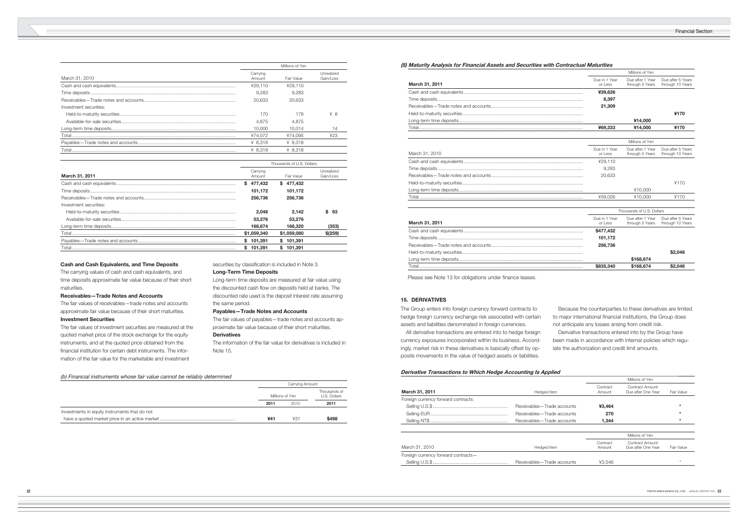| March 31, 2010 | Millions of Yen | | |
|---|---|---|---|
| | Carrying Amount | Fair Value | Unrealized Gain/Loss |
| Cash and cash equivalents | ¥29,110 | ¥29,110 | |
| Time deposits | 9,283 | 9,283 | |
| Receivables—Trade notes and accounts | 20,633 | 20,633 | |
| Investment securities: | | | |
| Held-to-maturity securities | 170 | 178 | ¥ 8 |
| Available-for-sale securities | 4,875 | 4,875 | |
| Long-term time deposits | 10,000 | 10,014 | 14 |
| Total | ¥74,072 | ¥74,095 | ¥23 |
| Payables—Trade notes and accounts | ¥ 8,318 | ¥ 8,318 | |
| Total | ¥ 8,318 | ¥ 8,318 | |

| **March 31, 2011** | Thousands of U.S. Dollars | | |
|---|---|---|---|
| | Carrying Amount | Fair Value | Unrealized Gain/Loss |
| Cash and cash equivalents | **$ 477,432** | **$ 477,432** | |
| Time deposits | **101,172** | **101,172** | |
| Receivables—Trade notes and accounts | **256,736** | **256,736** | |
| Investment securities: | | | |
| Held-to-maturity securities | **2,048** | **2,142** | **$ 93** |
| Available-for-sale securities | **53,276** | **53,276** | |
| Long-term time deposits | **168,674** | **168,320** | **(353)** |
| Total | **$1,059,340** | **$1,059,080** | **$(259)** |
| Payables—Trade notes and accounts | **$ 101,391** | **$ 101,391** | |
| Total | **$ 101,391** | **$ 101,391** | |

**Cash and Cash Equivalents, and Time Deposits**

The carrying values of cash and cash equivalents, and time deposits approximate fair value because of their short maturities.

**Receivables—Trade Notes and Accounts**

The fair values of receivables—trade notes and accounts approximate fair value because of their short maturities.

**Investment Securities**

The fair values of investment securities are measured at the quoted market price of the stock exchange for the equity instruments, and at the quoted price obtained from the financial institution for certain debt instruments. The information of the fair value for the marketable and investment securities by classification is included in Note 3.

**Long-Term Time Deposits**

Long-term time deposits are measured at fair value using the discounted cash flow on deposits held at banks. The discounted rate used is the deposit interest rate assuming the same period.

**Payables—Trade Notes and Accounts**

The fair values of payables—trade notes and accounts approximate fair value because of their short maturities.

**Derivatives**

The information of the fair value for derivatives is included in Note 15.

*(b) Financial instruments whose fair value cannot be reliably determined*

| | Carrying Amount | | |
|---|---|---|---|
| | Millions of Yen | | Thousands of U.S. Dollars |
| | **2011** | 2010 | **2011** |
| Investments in equity instruments that do not have a quoted market price in an active market | **¥41** | ¥31 | **$498** |

*(5) Maturity Analysis for Financial Assets and Securities with Contractual Maturities*

| **March 31, 2011** | Millions of Yen | | |
|---|---|---|---|
| | Due in 1 Year or Less | Due after 1 Year through 5 Years | Due after 5 Years through 10 Years |
| Cash and cash equivalents | **¥39,626** | | |
| Time deposits | **8,397** | | |
| Receivables—Trade notes and accounts | **21,309** | | |
| Held-to-maturity securities | | | **¥170** |
| Long-term time deposits | | **¥14,000** | |
| Total | **¥69,333** | **¥14,000** | **¥170** |

| March 31, 2010 | Millions of Yen | | |
|---|---|---|---|
| | Due in 1 Year or Less | Due after 1 Year through 5 Years | Due after 5 Years through 10 Years |
| Cash and cash equivalents | ¥29,110 | | |
| Time deposits | 9,283 | | |
| Receivables—Trade notes and accounts | 20,633 | | |
| Held-to-maturity securities | | | ¥170 |
| Long-term time deposits | | ¥10,000 | |
| Total | ¥59,026 | ¥10,000 | ¥170 |

| **March 31, 2011** | Thousands of U.S. Dollars | | |
|---|---|---|---|
| | Due in 1 Year or Less | Due after 1 Year through 5 Years | Due after 5 Years through 10 Years |
| Cash and cash equivalents | **$477,432** | | |
| Time deposits | **101,172** | | |
| Receivables—Trade notes and accounts | **256,736** | | |
| Held-to-maturity securities | | | **$2,048** |
| Long-term time deposits | | **$168,674** | |
| Total | **$835,340** | **$168,674** | **$2,048** |

Please see Note 13 for obligations under finance leases.

### 15. DERIVATIVES

The Group enters into foreign currency forward contracts to hedge foreign currency exchange risk associated with certain assets and liabilities denominated in foreign currencies.

All derivative transactions are entered into to hedge foreign currency exposures incorporated within its business. Accordingly, market risk in these derivatives is basically offset by opposite movements in the value of hedged assets or liabilities.

Because the counterparties to these derivatives are limited to major international financial institutions, the Group does not anticipate any losses arising from credit risk.

Derivative transactions entered into by the Group have been made in accordance with internal policies which regulate the authorization and credit limit amounts.

***Derivative Transactions to Which Hedge Accounting Is Applied***

| **March 31, 2011** | Hedged Item | Millions of Yen | | |
|---|---|---|---|---|
| | | Contract Amount | Contract Amount Due after One Year | Fair Value |
| Foreign currency forward contracts: | | | | |
| Selling U.S.$ | Receivables—Trade accounts | **¥3,464** | | * |
| Selling EUR | Receivables—Trade accounts | **270** | | * |
| Selling NT$ | Receivables—Trade accounts | **1,344** | | * |

| March 31, 2010 | Hedged Item | Millions of Yen | | |
|---|---|---|---|---|
| | | Contract Amount | Contract Amount Due after One Year | Fair Value |
| Foreign currency forward contracts— | | | | |
| Selling U.S.$ | Receivables—Trade accounts | ¥3,546 | | * |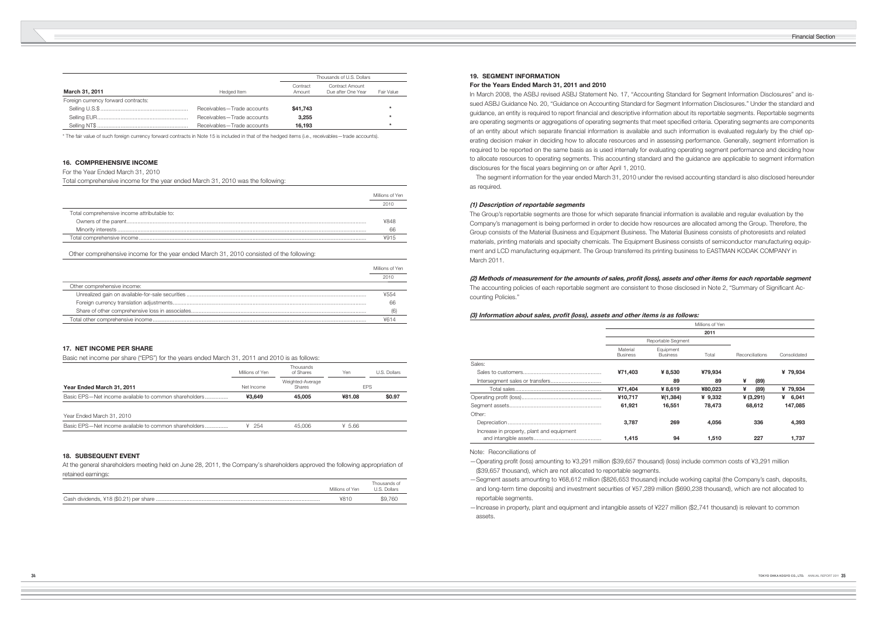| | | Thousands of U.S. Dollars | | |
|---|---|---|---|---|
| **March 31, 2011** | Hedged Item | Contract Amount | Contract Amount Due after One Year | Fair Value |
| Foreign currency forward contracts: | | | | |
| Selling U.S.$ | Receivables—Trade accounts | **$41,743** | | * |
| Selling EUR | Receivables—Trade accounts | **3,255** | | * |
| Selling NT$ | Receivables—Trade accounts | **16,193** | | * |

* The fair value of such foreign currency forward contracts in Note 15 is included in that of the hedged items (i.e., receivables—trade accounts).

## 16. COMPREHENSIVE INCOME

For the Year Ended March 31, 2010

Total comprehensive income for the year ended March 31, 2010 was the following:

| | Millions of Yen |
|---|---|
| | 2010 |
| Total comprehensive income attributable to: | |
| Owners of the parent | ¥848 |
| Minority interests | 66 |
| Total comprehensive income | ¥915 |

Other comprehensive income for the year ended March 31, 2010 consisted of the following:

| | Millions of Yen |
|---|---|
| | 2010 |
| Other comprehensive income: | |
| Unrealized gain on available-for-sale securities | ¥554 |
| Foreign currency translation adjustments | 66 |
| Share of other comprehensive loss in associates | (6) |
| Total other comprehensive income | ¥614 |

## 17. NET INCOME PER SHARE

Basic net income per share ("EPS") for the years ended March 31, 2011 and 2010 is as follows:

| | Millions of Yen | Thousands of Shares | Yen | U.S. Dollars |
|---|---|---|---|---|
| **Year Ended March 31, 2011** | Net Income | Weighted-Average Shares | EPS | |
| Basic EPS—Net income available to common shareholders | **¥3,649** | **45,005** | **¥81.08** | **$0.97** |
| Year Ended March 31, 2010 | | | | |
| Basic EPS—Net income available to common shareholders | ¥ 254 | 45,006 | ¥ 5.66 | |

## 18. SUBSEQUENT EVENT

At the general shareholders meeting held on June 28, 2011, the Company's shareholders approved the following appropriation of retained earnings:

| | Millions of Yen | Thousands of U.S. Dollars |
|---|---|---|
| Cash dividends, ¥18 ($0.21) per share | ¥810 | $9,760 |

## 19. SEGMENT INFORMATION

### For the Years Ended March 31, 2011 and 2010

In March 2008, the ASBJ revised ASBJ Statement No. 17, "Accounting Standard for Segment Information Disclosures" and issued ASBJ Guidance No. 20, "Guidance on Accounting Standard for Segment Information Disclosures." Under the standard and guidance, an entity is required to report financial and descriptive information about its reportable segments. Reportable segments are operating segments or aggregations of operating segments that meet specified criteria. Operating segments are components of an entity about which separate financial information is available and such information is evaluated regularly by the chief operating decision maker in deciding how to allocate resources and in assessing performance. Generally, segment information is required to be reported on the same basis as is used internally for evaluating operating segment performance and deciding how to allocate resources to operating segments. This accounting standard and the guidance are applicable to segment information disclosures for the fiscal years beginning on or after April 1, 2010.

The segment information for the year ended March 31, 2010 under the revised accounting standard is also disclosed hereunder as required.

#### *(1) Description of reportable segments*

The Group's reportable segments are those for which separate financial information is available and regular evaluation by the Company's management is being performed in order to decide how resources are allocated among the Group. Therefore, the Group consists of the Material Business and Equipment Business. The Material Business consists of photoresists and related materials, printing materials and specialty chemicals. The Equipment Business consists of semiconductor manufacturing equipment and LCD manufacturing equipment. The Group transferred its printing business to EASTMAN KODAK COMPANY in March 2011.

#### *(2) Methods of measurement for the amounts of sales, profit (loss), assets and other items for each reportable segment*

The accounting policies of each reportable segment are consistent to those disclosed in Note 2, "Summary of Significant Accounting Policies."

#### *(3) Information about sales, profit (loss), assets and other items is as follows:*

| | Millions of Yen | | | | |
|---|---|---|---|---|---|
| | **2011** | | | | |
| | Reportable Segment | | | | |
| | Material Business | Equipment Business | Total | Reconciliations | Consolidated |
| Sales: | | | | | |
| Sales to customers | **¥71,403** | **¥ 8,530** | **¥79,934** | | **¥ 79,934** |
| Intersegment sales or transfers | | **89** | **89** | **¥ (89)** | |
| Total sales | **¥71,404** | **¥ 8,619** | **¥80,023** | **¥ (89)** | **¥ 79,934** |
| Operating profit (loss) | **¥10,717** | **¥(1,384)** | **¥ 9,332** | **¥ (3,291)** | **¥ 6,041** |
| Segment assets | **61,921** | **16,551** | **78,473** | **68,612** | **147,085** |
| Other: | | | | | |
| Depreciation | **3,787** | **269** | **4,056** | **336** | **4,393** |
| Increase in property, plant and equipment and intangible assets | **1,415** | **94** | **1,510** | **227** | **1,737** |

Note: Reconciliations of

—Operating profit (loss) amounting to ¥3,291 million ($39,657 thousand) (loss) include common costs of ¥3,291 million ($39,657 thousand), which are not allocated to reportable segments.

—Segment assets amounting to ¥68,612 million ($826,653 thousand) include working capital (the Company's cash, deposits, and long-term time deposits) and investment securities of ¥57,289 million ($690,238 thousand), which are not allocated to reportable segments.

—Increase in property, plant and equipment and intangible assets of ¥227 million ($2,741 thousand) is relevant to common assets.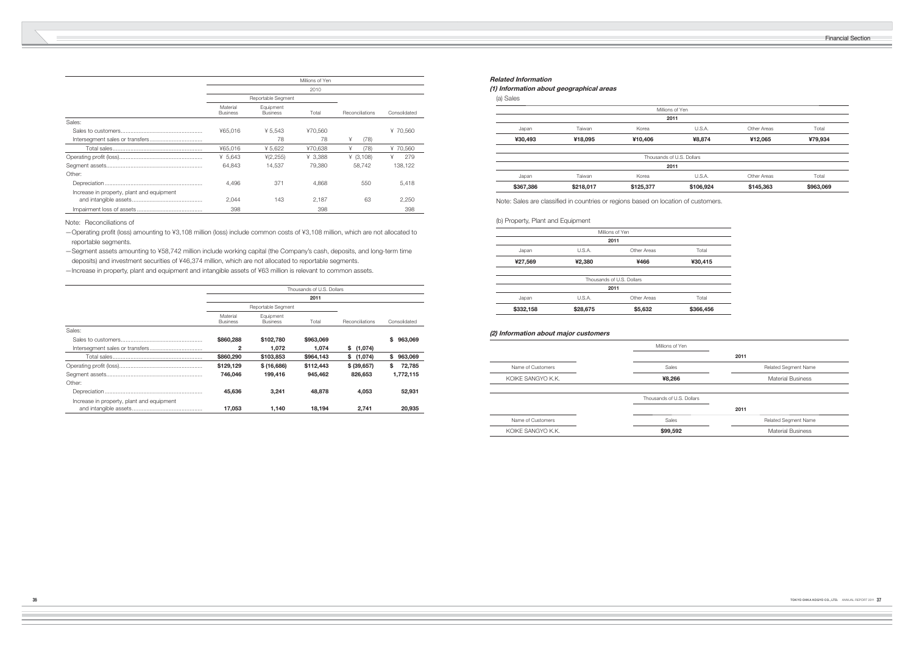| | Millions of Yen | | | | |
|---|---|---|---|---|---|
| | 2010 | | | | |
| | Reportable Segment | | | | |
| | Material Business | Equipment Business | Total | Reconciliations | Consolidated |
| Sales: | | | | | |
| Sales to customers | ¥65,016 | ¥ 5,543 | ¥70,560 | | ¥ 70,560 |
| Intersegment sales or transfers | | 78 | 78 | ¥ (78) | |
| Total sales | ¥65,016 | ¥ 5,622 | ¥70,638 | ¥ (78) | ¥ 70,560 |
| Operating profit (loss) | ¥ 5,643 | ¥(2,255) | ¥ 3,388 | ¥ (3,108) | ¥ 279 |
| Segment assets | 64,843 | 14,537 | 79,380 | 58,742 | 138,122 |
| Other: | | | | | |
| Depreciation | 4,496 | 371 | 4,868 | 550 | 5,418 |
| Increase in property, plant and equipment and intangible assets | 2,044 | 143 | 2,187 | 63 | 2,250 |
| Impairment loss of assets | 398 | | 398 | | 398 |

Note: Reconciliations of

—Operating profit (loss) amounting to ¥3,108 million (loss) include common costs of ¥3,108 million, which are not allocated to reportable segments.

—Segment assets amounting to ¥58,742 million include working capital (the Company's cash, deposits, and long-term time deposits) and investment securities of ¥46,374 million, which are not allocated to reportable segments.

—Increase in property, plant and equipment and intangible assets of ¥63 million is relevant to common assets.

| | Thousands of U.S. Dollars | | | | |
|---|---|---|---|---|---|
| | 2011 | | | | |
| | Reportable Segment | | | | |
| | Material Business | Equipment Business | Total | Reconciliations | Consolidated |
| Sales: | | | | | |
| Sales to customers | $860,288 | $102,780 | $963,069 | | $ 963,069 |
| Intersegment sales or transfers | 2 | 1,072 | 1,074 | $ (1,074) | |
| Total sales | $860,290 | $103,853 | $964,143 | $ (1,074) | $ 963,069 |
| Operating profit (loss) | $129,129 | $ (16,686) | $112,443 | $ (39,657) | $ 72,785 |
| Segment assets | 746,046 | 199,416 | 945,462 | 826,653 | 1,772,115 |
| Other: | | | | | |
| Depreciation | 45,636 | 3,241 | 48,878 | 4,053 | 52,931 |
| Increase in property, plant and equipment and intangible assets | 17,053 | 1,140 | 18,194 | 2,741 | 20,935 |

***Related Information***

***(1) Information about geographical areas***

(a) Sales

| Millions of Yen | | | | | |
|---|---|---|---|---|---|
| 2011 | | | | | |
| Japan | Taiwan | Korea | U.S.A. | Other Areas | Total |
| ¥30,493 | ¥18,095 | ¥10,406 | ¥8,874 | ¥12,065 | ¥79,934 |

| Thousands of U.S. Dollars | | | | | |
|---|---|---|---|---|---|
| 2011 | | | | | |
| Japan | Taiwan | Korea | U.S.A. | Other Areas | Total |
| $367,386 | $218,017 | $125,377 | $106,924 | $145,363 | $963,069 |

Note: Sales are classified in countries or regions based on location of customers.

(b) Property, Plant and Equipment

| Millions of Yen | | | |
|---|---|---|---|
| 2011 | | | |
| Japan | U.S.A. | Other Areas | Total |
| ¥27,569 | ¥2,380 | ¥466 | ¥30,415 |

| Thousands of U.S. Dollars | | | |
|---|---|---|---|
| 2011 | | | |
| Japan | U.S.A. | Other Areas | Total |
| $332,158 | $28,675 | $5,632 | $366,456 |

***(2) Information about major customers***

| | Millions of Yen | |
|---|---|---|
| | 2011 | |
| Name of Customers | Sales | Related Segment Name |
| KOIKE SANGYO K.K. | ¥8,266 | Material Business |

| | Thousands of U.S. Dollars | |
|---|---|---|
| | 2011 | |
| Name of Customers | Sales | Related Segment Name |
| KOIKE SANGYO K.K. | $99,592 | Material Business |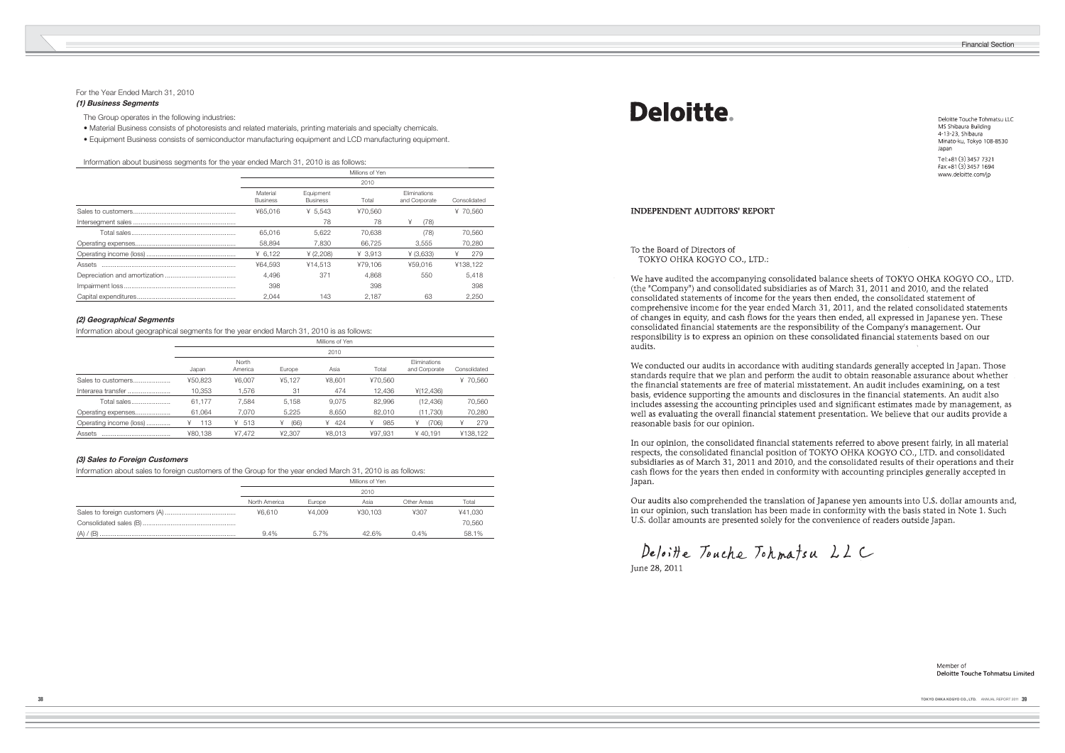For the Year Ended March 31, 2010

***(1) Business Segments***

The Group operates in the following industries:

- Material Business consists of photoresists and related materials, printing materials and specialty chemicals.
- Equipment Business consists of semiconductor manufacturing equipment and LCD manufacturing equipment.

Information about business segments for the year ended March 31, 2010 is as follows:

| | Millions of Yen | | | | |
|---|---|---|---|---|---|
| | 2010 | | | | |
| | Material Business | Equipment Business | Total | Eliminations and Corporate | Consolidated |
| Sales to customers | ¥65,016 | ¥ 5,543 | ¥70,560 | | ¥ 70,560 |
| Intersegment sales | | 78 | 78 | ¥ (78) | |
| Total sales | 65,016 | 5,622 | 70,638 | (78) | 70,560 |
| Operating expenses | 58,894 | 7,830 | 66,725 | 3,555 | 70,280 |
| Operating income (loss) | ¥ 6,122 | ¥ (2,208) | ¥ 3,913 | ¥ (3,633) | ¥ 279 |
| Assets | ¥64,593 | ¥14,513 | ¥79,106 | ¥59,016 | ¥138,122 |
| Depreciation and amortization | 4,496 | 371 | 4,868 | 550 | 5,418 |
| Impairment loss | 398 | | 398 | | 398 |
| Capital expenditures | 2,044 | 143 | 2,187 | 63 | 2,250 |

***(2) Geographical Segments***

Information about geographical segments for the year ended March 31, 2010 is as follows:

| | Millions of Yen | | | | | | |
|---|---|---|---|---|---|---|---|
| | 2010 | | | | | | |
| | Japan | North America | Europe | Asia | Total | Eliminations and Corporate | Consolidated |
| Sales to customers | ¥50,823 | ¥6,007 | ¥5,127 | ¥8,601 | ¥70,560 | | ¥ 70,560 |
| Interarea transfer | 10,353 | 1,576 | 31 | 474 | 12,436 | ¥(12,436) | |
| Total sales | 61,177 | 7,584 | 5,158 | 9,075 | 82,996 | (12,436) | 70,560 |
| Operating expenses | 61,064 | 7,070 | 5,225 | 8,650 | 82,010 | (11,730) | 70,280 |
| Operating income (loss) | ¥ 113 | ¥ 513 | ¥ (66) | ¥ 424 | ¥ 985 | ¥ (706) | ¥ 279 |
| Assets | ¥80,138 | ¥7,472 | ¥2,307 | ¥8,013 | ¥97,931 | ¥ 40,191 | ¥138,122 |

***(3) Sales to Foreign Customers***

Information about sales to foreign customers of the Group for the year ended March 31, 2010 is as follows:

| | Millions of Yen | | | | |
|---|---|---|---|---|---|
| | 2010 | | | | |
| | North America | Europe | Asia | Other Areas | Total |
| Sales to foreign customers (A) | ¥6,610 | ¥4,009 | ¥30,103 | ¥307 | ¥41,030 |
| Consolidated sales (B) | | | | | 70,560 |
| (A) / (B) | 9.4% | 5.7% | 42.6% | 0.4% | 58.1% |

**Deloitte.**

Deloitte Touche Tohmatsu LLC
MS Shibaura Building
4-13-23, Shibaura
Minato-ku, Tokyo 108-8530
Japan

Tel:+81 (3) 3457 7321
Fax:+81 (3) 3457 1694
www.deloitte.com/jp

## INDEPENDENT AUDITORS' REPORT

To the Board of Directors of
TOKYO OHKA KOGYO CO., LTD.:

We have audited the accompanying consolidated balance sheets of TOKYO OHKA KOGYO CO., LTD. (the "Company") and consolidated subsidiaries as of March 31, 2011 and 2010, and the related consolidated statements of income for the years then ended, the consolidated statement of comprehensive income for the year ended March 31, 2011, and the related consolidated statements of changes in equity, and cash flows for the years then ended, all expressed in Japanese yen. These consolidated financial statements are the responsibility of the Company's management. Our responsibility is to express an opinion on these consolidated financial statements based on our audits.

We conducted our audits in accordance with auditing standards generally accepted in Japan. Those standards require that we plan and perform the audit to obtain reasonable assurance about whether the financial statements are free of material misstatement. An audit includes examining, on a test basis, evidence supporting the amounts and disclosures in the financial statements. An audit also includes assessing the accounting principles used and significant estimates made by management, as well as evaluating the overall financial statement presentation. We believe that our audits provide a reasonable basis for our opinion.

In our opinion, the consolidated financial statements referred to above present fairly, in all material respects, the consolidated financial position of TOKYO OHKA KOGYO CO., LTD. and consolidated subsidiaries as of March 31, 2011 and 2010, and the consolidated results of their operations and their cash flows for the years then ended in conformity with accounting principles generally accepted in Japan.

Our audits also comprehended the translation of Japanese yen amounts into U.S. dollar amounts and, in our opinion, such translation has been made in conformity with the basis stated in Note 1. Such U.S. dollar amounts are presented solely for the convenience of readers outside Japan.

*Deloitte Touche Tohmatsu LLC*

June 28, 2011

Member of
**Deloitte Touche Tohmatsu Limited**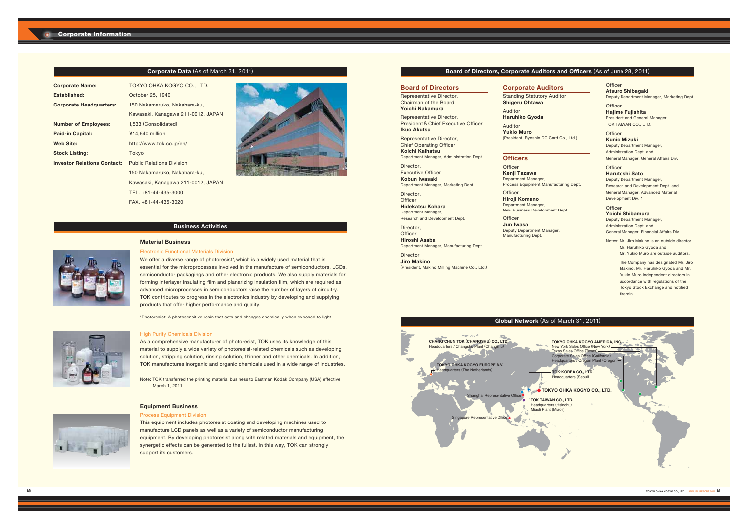# Corporate Information

## Corporate Data (As of March 31, 2011)

| | |
|---|---|
| **Corporate Name:** | TOKYO OHKA KOGYO CO., LTD. |
| **Established:** | October 25, 1940 |
| **Corporate Headquarters:** | 150 Nakamaruko, Nakahara-ku, Kawasaki, Kanagawa 211-0012, JAPAN |
| **Number of Employees:** | 1,533 (Consolidated) |
| **Paid-in Capital:** | ¥14,640 million |
| **Web Site:** | http://www.tok.co.jp/en/ |
| **Stock Listing:** | Tokyo |
| **Investor Relations Contact:** | Public Relations Division<br>150 Nakamaruko, Nakahara-ku, Kawasaki, Kanagawa 211-0012, JAPAN<br>TEL. +81-44-435-3000<br>FAX. +81-44-435-3020 |

## Business Activities

### Material Business

**Electronic Functional Materials Division**

We offer a diverse range of photoresist*, which is a widely used material that is essential for the microprocesses involved in the manufacture of semiconductors, LCDs, semiconductor packagings and other electronic products. We also supply materials for forming interlayer insulating film and planarizing insulation film, which are required as advanced microprocesses in semiconductors raise the number of layers of circuitry. TOK contributes to progress in the electronics industry by developing and supplying products that offer higher performance and quality.

*Photoresist: A photosensitive resin that acts and changes chemically when exposed to light.

**High Purity Chemicals Division**

As a comprehensive manufacturer of photoresist, TOK uses its knowledge of this material to supply a wide variety of photoresist-related chemicals such as developing solution, stripping solution, rinsing solution, thinner and other chemicals. In addition, TOK manufactures inorganic and organic chemicals used in a wide range of industries.

Note: TOK transferred the printing material business to Eastman Kodak Company (USA) effective March 1, 2011.

### Equipment Business

**Process Equipment Division**

This equipment includes photoresist coating and developing machines used to manufacture LCD panels as well as a variety of semiconductor manufacturing equipment. By developing photoresist along with related materials and equipment, the synergetic effects can be generated to the fullest. In this way, TOK can strongly support its customers.

## Board of Directors, Corporate Auditors and Officers (As of June 28, 2011)

### Board of Directors

Representative Director,
Chairman of the Board
**Yoichi Nakamura**

Representative Director,
President & Chief Executive Officer
**Ikuo Akutsu**

Representative Director,
Chief Operating Officer
**Koichi Kaihatsu**
Department Manager, Administration Dept.

Director,
Executive Officer
**Kobun Iwasaki**
Department Manager, Marketing Dept.

Director,
Officer
**Hidekatsu Kohara**
Department Manager,
Research and Development Dept.

Director,
Officer
**Hiroshi Asaba**
Department Manager, Manufacturing Dept.

Director
**Jiro Makino**
(President, Makino Milling Machine Co., Ltd.)

### Corporate Auditors

Standing Statutory Auditor
**Shigeru Ohtawa**

Auditor
**Haruhiko Gyoda**

Auditor
**Yukio Muro**
(President, Ryoshin DC Card Co., Ltd.)

### Officers

Officer
**Kenji Tazawa**
Department Manager,
Process Equipment Manufacturing Dept.

Officer
**Hiroji Komano**
Department Manager,
New Business Development Dept.

Officer
**Jun Iwasa**
Deputy Department Manager,
Manufacturing Dept.

Officer
**Atsuro Shibagaki**
Deputy Department Manager, Marketing Dept.

Officer
**Hajime Fujishita**
President and General Manager,
TOK TAIWAN CO., LTD.

Officer
**Kunio Mizuki**
Deputy Department Manager,
Administration Dept. and
General Manager, General Affairs Div.

Officer
**Harutoshi Sato**
Deputy Department Manager,
Research and Development Dept. and
General Manager, Advanced Material Development Div. 1

Officer
**Yoichi Shibamura**
Deputy Department Manager,
Administration Dept. and
General Manager, Financial Affairs Div.

Notes: Mr. Jiro Makino is an outside director.
Mr. Haruhiko Gyoda and Mr. Yukio Muro are outside auditors.

The Company has designated Mr. Jiro Makino, Mr. Haruhiko Gyoda and Mr. Yukio Muro independent directors in accordance with regulations of the Tokyo Stock Exchange and notified therein.

## Global Network (As of March 31, 2011)

**CHANG CHUN TOK (CHANGSHU) CO., LTD.**
Headquarters / Changshu Plant (Changshu)

**TOKYO OHKA KOGYO EUROPE B.V.**
Headquarters (The Netherlands)

Shanghai Representative Office

Singapore Representative Office

**TOKYO OHKA KOGYO AMERICA, INC.**
New York Sales Office (New York)
Texas Sales Office (Texas)
Corporate Sales Office (California)
Headquarters / Oregon Plant (Oregon)

**TOK KOREA CO., LTD.**
Headquarters (Seoul)

**TOKYO OHKA KOGYO CO., LTD.**

**TOK TAIWAN CO., LTD.**
Headquarters (Hsinchu)
Miaoli Plant (Miaoli)